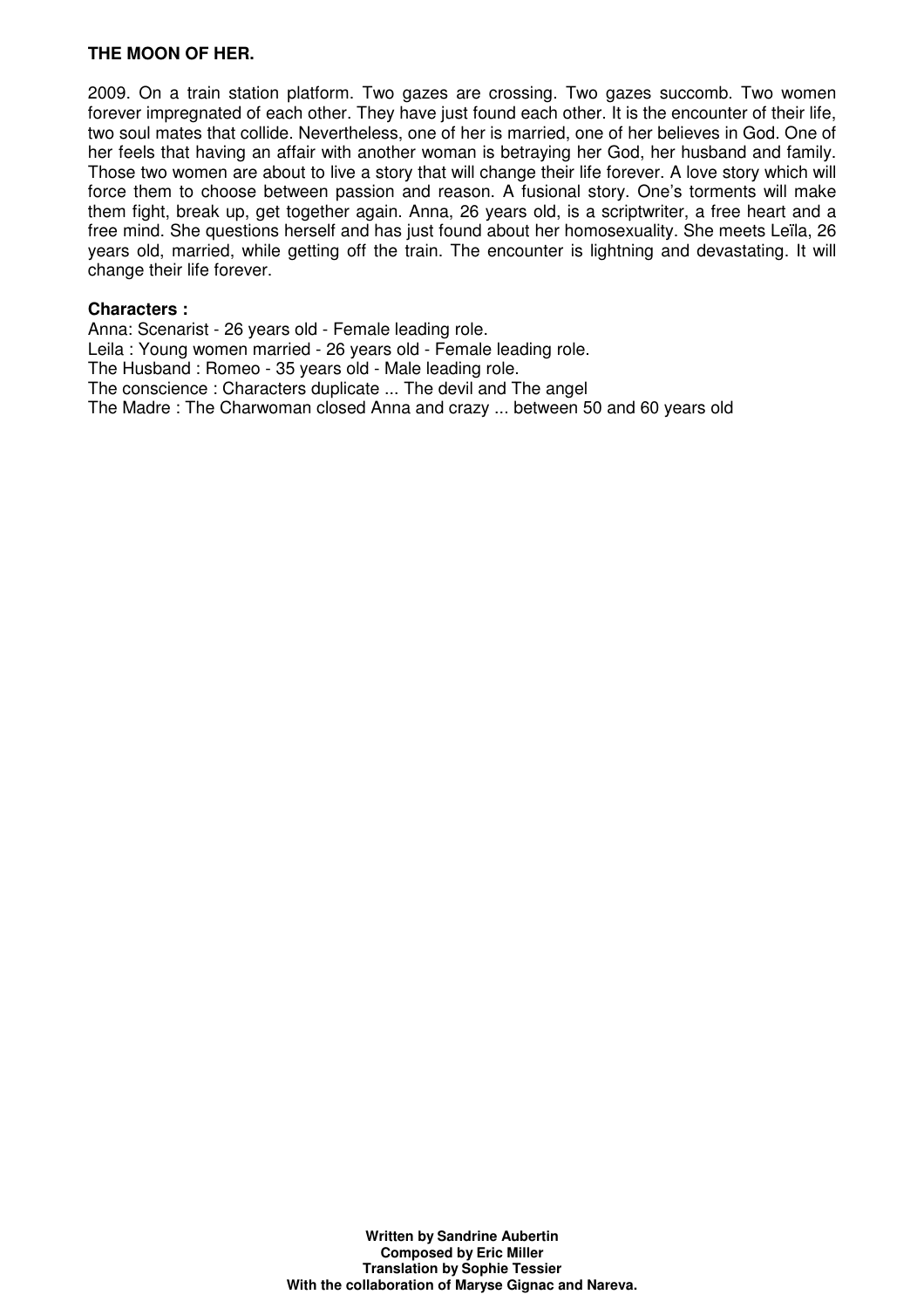**THE MOON OF HER.**

2009. On a train station platform. Two gazes are crossing. Two gazes succomb. Two women forever impregnated of each other. They have just found each other. It is the encounter of their life, two soul mates that collide. Nevertheless, one of her is married, one of her believes in God. One of her feels that having an affair with another woman is betraying her God, her husband and family. Those two women are about to live a story that will change their life forever. A love story which will force them to choose between passion and reason. A fusional story. One's torments will make them fight, break up, get together again. Anna, 26 years old, is a scriptwriter, a free heart and a free mind. She questions herself and has just found about her homosexuality. She meets Leïla, 26 years old, married, while getting off the train. The encounter is lightning and devastating. It will change their life forever.

**Characters :**

Anna: Scenarist - 26 years old - Female leading role.
Leila : Young women married - 26 years old - Female leading role.
The Husband : Romeo - 35 years old - Male leading role.
The conscience : Characters duplicate ... The devil and The angel
The Madre : The Charwoman closed Anna and crazy ... between 50 and 60 years old

**Written by Sandrine Aubertin**
**Composed by Eric Miller**
**Translation by Sophie Tessier**
**With the collaboration of Maryse Gignac and Nareva.**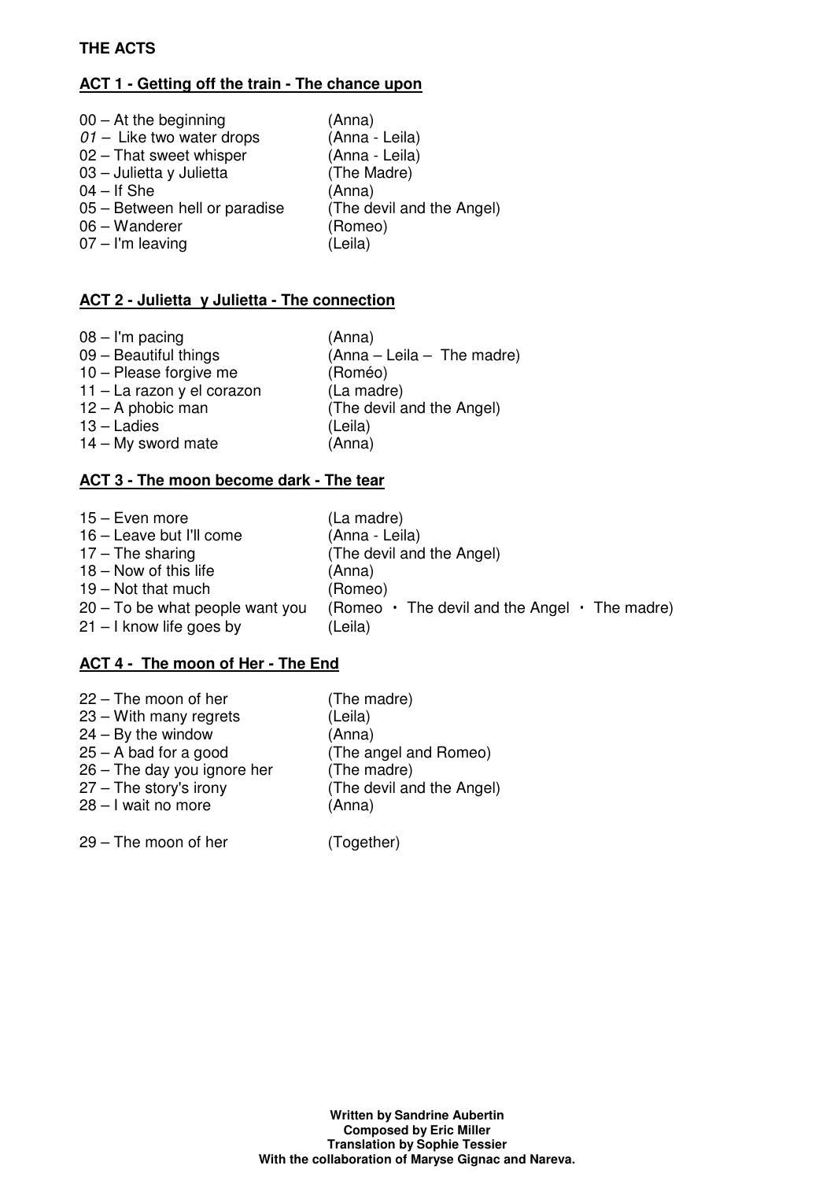**THE ACTS**

**ACT 1 - Getting off the train - The chance upon**

| | |
|---|---|
| 00 – At the beginning | (Anna) |
| *01* – Like two water drops | (Anna - Leila) |
| 02 – That sweet whisper | (Anna - Leila) |
| 03 – Julietta y Julietta | (The Madre) |
| 04 – If She | (Anna) |
| 05 – Between hell or paradise | (The devil and the Angel) |
| 06 – Wanderer | (Romeo) |
| 07 – I'm leaving | (Leila) |

**ACT 2 - Julietta y Julietta - The connection**

| | |
|---|---|
| 08 – I'm pacing | (Anna) |
| 09 – Beautiful things | (Anna – Leila – The madre) |
| 10 – Please forgive me | (Roméo) |
| 11 – La razon y el corazon | (La madre) |
| 12 – A phobic man | (The devil and the Angel) |
| 13 – Ladies | (Leila) |
| 14 – My sword mate | (Anna) |

**ACT 3 - The moon become dark - The tear**

| | |
|---|---|
| 15 – Even more | (La madre) |
| 16 – Leave but I'll come | (Anna - Leila) |
| 17 – The sharing | (The devil and the Angel) |
| 18 – Now of this life | (Anna) |
| 19 – Not that much | (Romeo) |
| 20 – To be what people want you | (Romeo · The devil and the Angel · The madre) |
| 21 – I know life goes by | (Leila) |

**ACT 4 - The moon of Her - The End**

| | |
|---|---|
| 22 – The moon of her | (The madre) |
| 23 – With many regrets | (Leila) |
| 24 – By the window | (Anna) |
| 25 – A bad for a good | (The angel and Romeo) |
| 26 – The day you ignore her | (The madre) |
| 27 – The story's irony | (The devil and the Angel) |
| 28 – I wait no more | (Anna) |
| 29 – The moon of her | (Together) |

**Written by Sandrine Aubertin**
**Composed by Eric Miller**
**Translation by Sophie Tessier**
**With the collaboration of Maryse Gignac and Nareva.**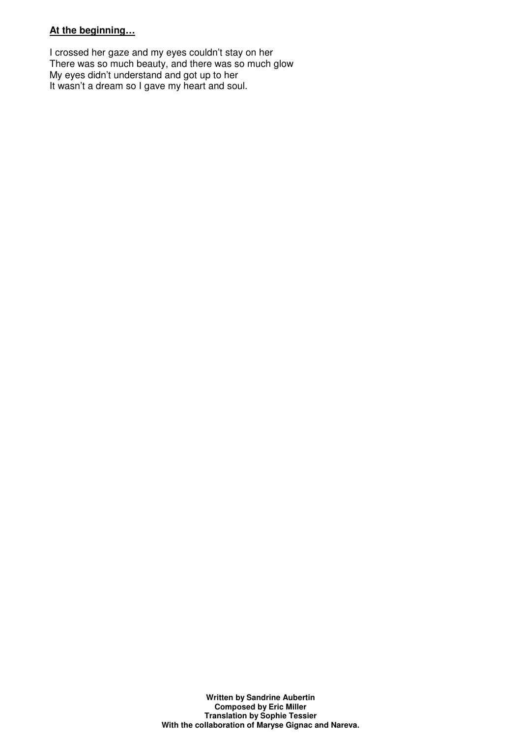**At the beginning…**

I crossed her gaze and my eyes couldn't stay on her
There was so much beauty, and there was so much glow
My eyes didn't understand and got up to her
It wasn't a dream so I gave my heart and soul.

**Written by Sandrine Aubertin**
**Composed by Eric Miller**
**Translation by Sophie Tessier**
**With the collaboration of Maryse Gignac and Nareva.**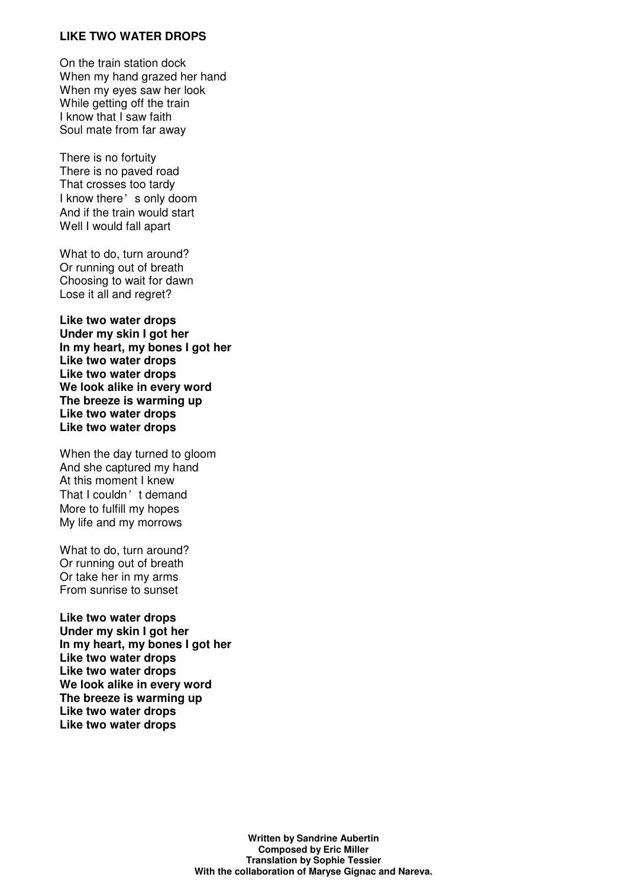**LIKE TWO WATER DROPS**

On the train station dock
When my hand grazed her hand
When my eyes saw her look
While getting off the train
I know that I saw faith
Soul mate from far away

There is no fortuity
There is no paved road
That crosses too tardy
I know there's only doom
And if the train would start
Well I would fall apart

What to do, turn around?
Or running out of breath
Choosing to wait for dawn
Lose it all and regret?

**Like two water drops**
**Under my skin I got her**
**In my heart, my bones I got her**
**Like two water drops**
**Like two water drops**
**We look alike in every word**
**The breeze is warming up**
**Like two water drops**
**Like two water drops**

When the day turned to gloom
And she captured my hand
At this moment I knew
That I couldn't demand
More to fulfill my hopes
My life and my morrows

What to do, turn around?
Or running out of breath
Or take her in my arms
From sunrise to sunset

**Like two water drops**
**Under my skin I got her**
**In my heart, my bones I got her**
**Like two water drops**
**Like two water drops**
**We look alike in every word**
**The breeze is warming up**
**Like two water drops**
**Like two water drops**

**Written by Sandrine Aubertin**
**Composed by Eric Miller**
**Translation by Sophie Tessier**
**With the collaboration of Maryse Gignac and Nareva.**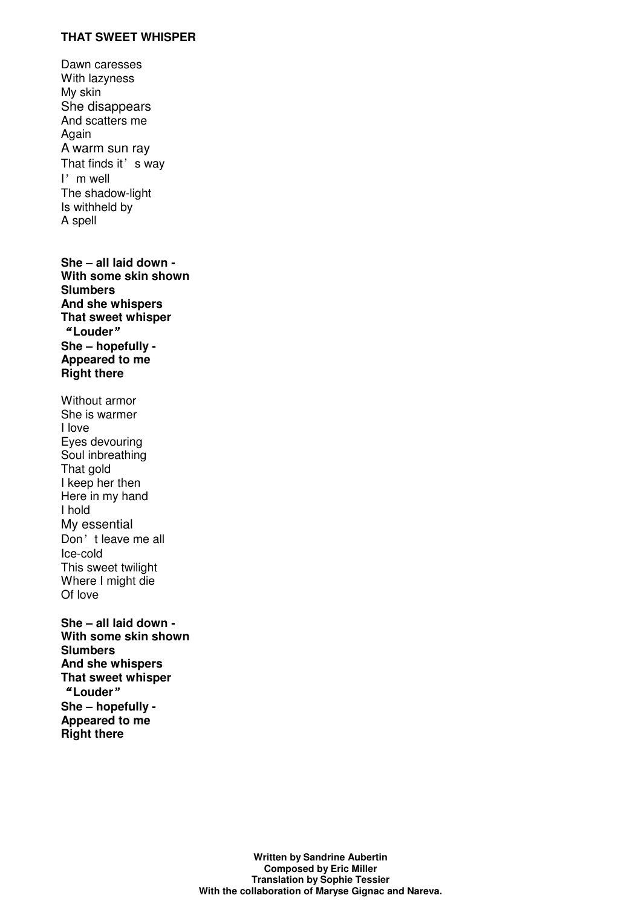**THAT SWEET WHISPER**

Dawn caresses  
With lazyness  
My skin  
She disappears  
And scatters me  
Again  
A warm sun ray  
That finds it’s way  
I’m well  
The shadow-light  
Is withheld by  
A spell

**She – all laid down -**  
**With some skin shown**  
**Slumbers**  
**And she whispers**  
**That sweet whisper**  
**“Louder”**  
**She – hopefully -**  
**Appeared to me**  
**Right there**

Without armor  
She is warmer  
I love  
Eyes devouring  
Soul inbreathing  
That gold  
I keep her then  
Here in my hand  
I hold  
My essential  
Don’t leave me all  
Ice-cold  
This sweet twilight  
Where I might die  
Of love

**She – all laid down -**  
**With some skin shown**  
**Slumbers**  
**And she whispers**  
**That sweet whisper**  
**“Louder”**  
**She – hopefully -**  
**Appeared to me**  
**Right there**

**Written by Sandrine Aubertin**  
**Composed by Eric Miller**  
**Translation by Sophie Tessier**  
**With the collaboration of Maryse Gignac and Nareva.**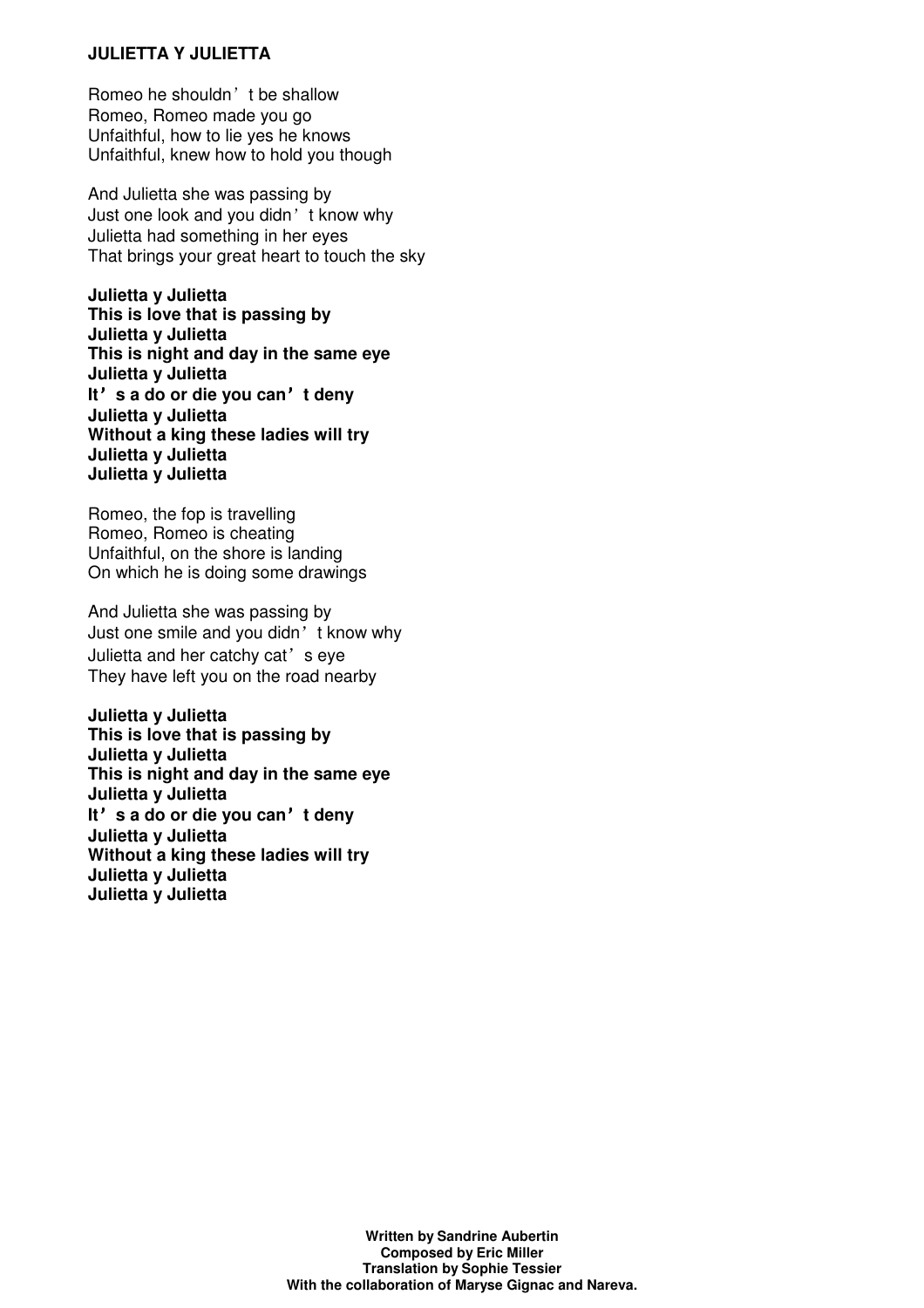**JULIETTA Y JULIETTA**

Romeo he shouldn’t be shallow
Romeo, Romeo made you go
Unfaithful, how to lie yes he knows
Unfaithful, knew how to hold you though

And Julietta she was passing by
Just one look and you didn’t know why
Julietta had something in her eyes
That brings your great heart to touch the sky

**Julietta y Julietta**
**This is love that is passing by**
**Julietta y Julietta**
**This is night and day in the same eye**
**Julietta y Julietta**
**It’s a do or die you can’t deny**
**Julietta y Julietta**
**Without a king these ladies will try**
**Julietta y Julietta**
**Julietta y Julietta**

Romeo, the fop is travelling
Romeo, Romeo is cheating
Unfaithful, on the shore is landing
On which he is doing some drawings

And Julietta she was passing by
Just one smile and you didn’t know why
Julietta and her catchy cat’s eye
They have left you on the road nearby

**Julietta y Julietta**
**This is love that is passing by**
**Julietta y Julietta**
**This is night and day in the same eye**
**Julietta y Julietta**
**It’s a do or die you can’t deny**
**Julietta y Julietta**
**Without a king these ladies will try**
**Julietta y Julietta**
**Julietta y Julietta**

**Written by Sandrine Aubertin**
**Composed by Eric Miller**
**Translation by Sophie Tessier**
**With the collaboration of Maryse Gignac and Nareva.**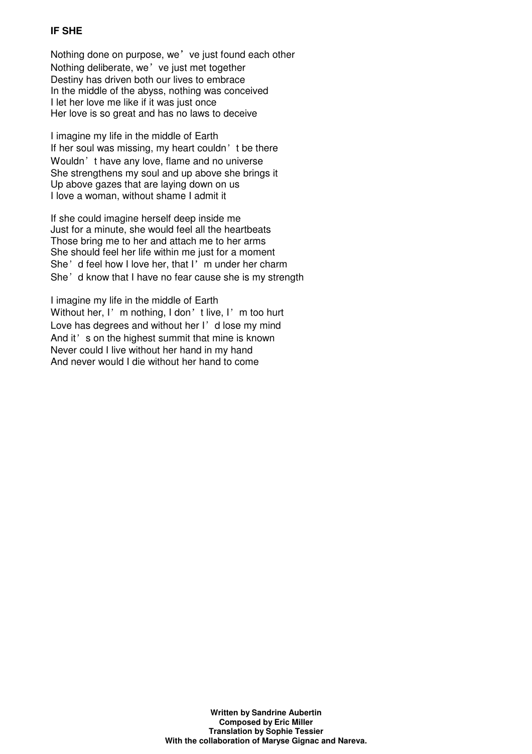**IF SHE**

Nothing done on purpose, we've just found each other
Nothing deliberate, we've just met together
Destiny has driven both our lives to embrace
In the middle of the abyss, nothing was conceived
I let her love me like if it was just once
Her love is so great and has no laws to deceive

I imagine my life in the middle of Earth
If her soul was missing, my heart couldn't be there
Wouldn't have any love, flame and no universe
She strengthens my soul and up above she brings it
Up above gazes that are laying down on us
I love a woman, without shame I admit it

If she could imagine herself deep inside me
Just for a minute, she would feel all the heartbeats
Those bring me to her and attach me to her arms
She should feel her life within me just for a moment
She'd feel how I love her, that I'm under her charm
She'd know that I have no fear cause she is my strength

I imagine my life in the middle of Earth
Without her, I'm nothing, I don't live, I'm too hurt
Love has degrees and without her I'd lose my mind
And it's on the highest summit that mine is known
Never could I live without her hand in my hand
And never would I die without her hand to come

**Written by Sandrine Aubertin**
**Composed by Eric Miller**
**Translation by Sophie Tessier**
**With the collaboration of Maryse Gignac and Nareva.**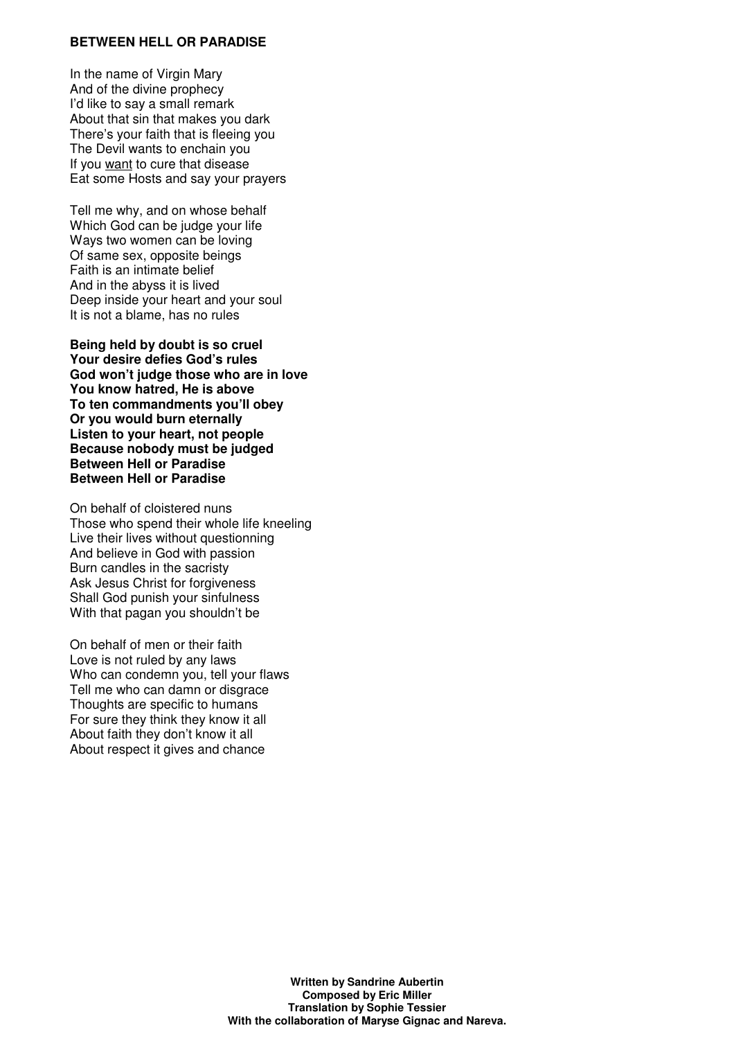**BETWEEN HELL OR PARADISE**

In the name of Virgin Mary
And of the divine prophecy
I'd like to say a small remark
About that sin that makes you dark
There's your faith that is fleeing you
The Devil wants to enchain you
If you <u>want</u> to cure that disease
Eat some Hosts and say your prayers

Tell me why, and on whose behalf
Which God can be judge your life
Ways two women can be loving
Of same sex, opposite beings
Faith is an intimate belief
And in the abyss it is lived
Deep inside your heart and your soul
It is not a blame, has no rules

**Being held by doubt is so cruel**
**Your desire defies God's rules**
**God won't judge those who are in love**
**You know hatred, He is above**
**To ten commandments you'll obey**
**Or you would burn eternally**
**Listen to your heart, not people**
**Because nobody must be judged**
**Between Hell or Paradise**
**Between Hell or Paradise**

On behalf of cloistered nuns
Those who spend their whole life kneeling
Live their lives without questionning
And believe in God with passion
Burn candles in the sacristy
Ask Jesus Christ for forgiveness
Shall God punish your sinfulness
With that pagan you shouldn't be

On behalf of men or their faith
Love is not ruled by any laws
Who can condemn you, tell your flaws
Tell me who can damn or disgrace
Thoughts are specific to humans
For sure they think they know it all
About faith they don't know it all
About respect it gives and chance

**Written by Sandrine Aubertin**
**Composed by Eric Miller**
**Translation by Sophie Tessier**
**With the collaboration of Maryse Gignac and Nareva.**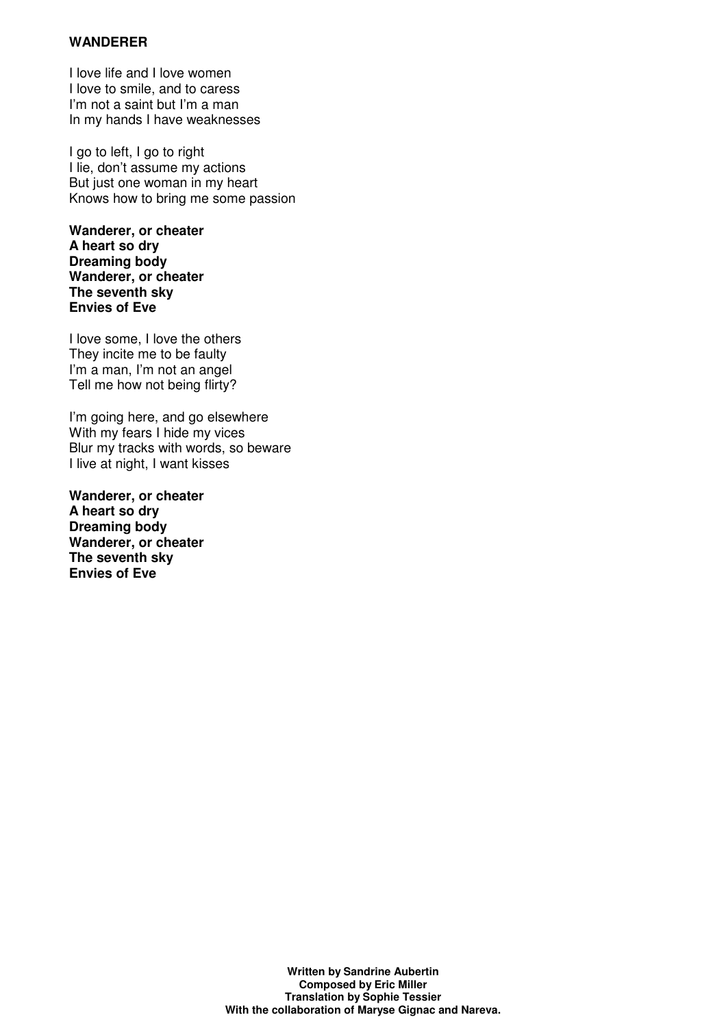**WANDERER**

I love life and I love women
I love to smile, and to caress
I'm not a saint but I'm a man
In my hands I have weaknesses

I go to left, I go to right
I lie, don't assume my actions
But just one woman in my heart
Knows how to bring me some passion

**Wanderer, or cheater**
**A heart so dry**
**Dreaming body**
**Wanderer, or cheater**
**The seventh sky**
**Envies of Eve**

I love some, I love the others
They incite me to be faulty
I'm a man, I'm not an angel
Tell me how not being flirty?

I'm going here, and go elsewhere
With my fears I hide my vices
Blur my tracks with words, so beware
I live at night, I want kisses

**Wanderer, or cheater**
**A heart so dry**
**Dreaming body**
**Wanderer, or cheater**
**The seventh sky**
**Envies of Eve**

**Written by Sandrine Aubertin**
**Composed by Eric Miller**
**Translation by Sophie Tessier**
**With the collaboration of Maryse Gignac and Nareva.**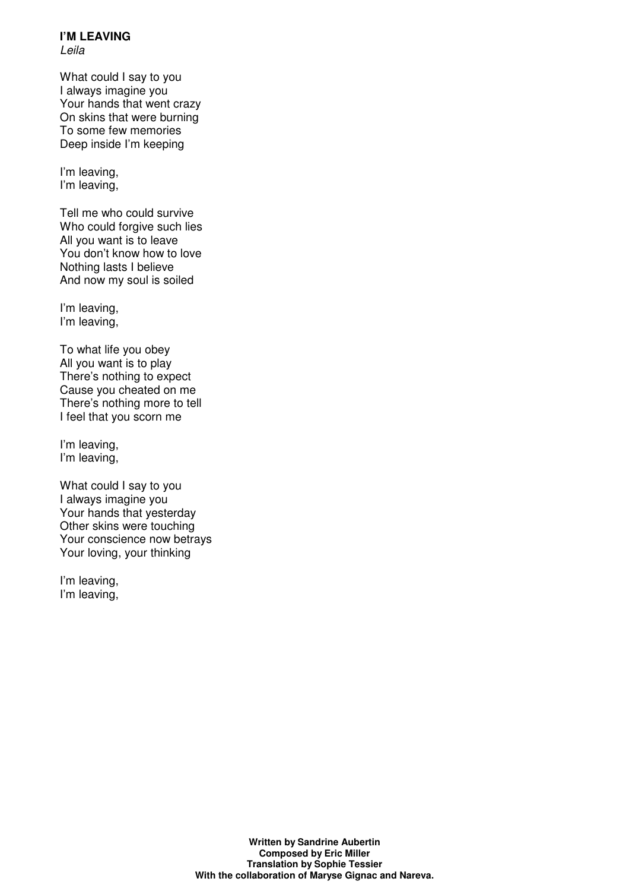**I'M LEAVING**
*Leila*

What could I say to you
I always imagine you
Your hands that went crazy
On skins that were burning
To some few memories
Deep inside I'm keeping

I'm leaving,
I'm leaving,

Tell me who could survive
Who could forgive such lies
All you want is to leave
You don't know how to love
Nothing lasts I believe
And now my soul is soiled

I'm leaving,
I'm leaving,

To what life you obey
All you want is to play
There's nothing to expect
Cause you cheated on me
There's nothing more to tell
I feel that you scorn me

I'm leaving,
I'm leaving,

What could I say to you
I always imagine you
Your hands that yesterday
Other skins were touching
Your conscience now betrays
Your loving, your thinking

I'm leaving,
I'm leaving,

**Written by Sandrine Aubertin**
**Composed by Eric Miller**
**Translation by Sophie Tessier**
**With the collaboration of Maryse Gignac and Nareva.**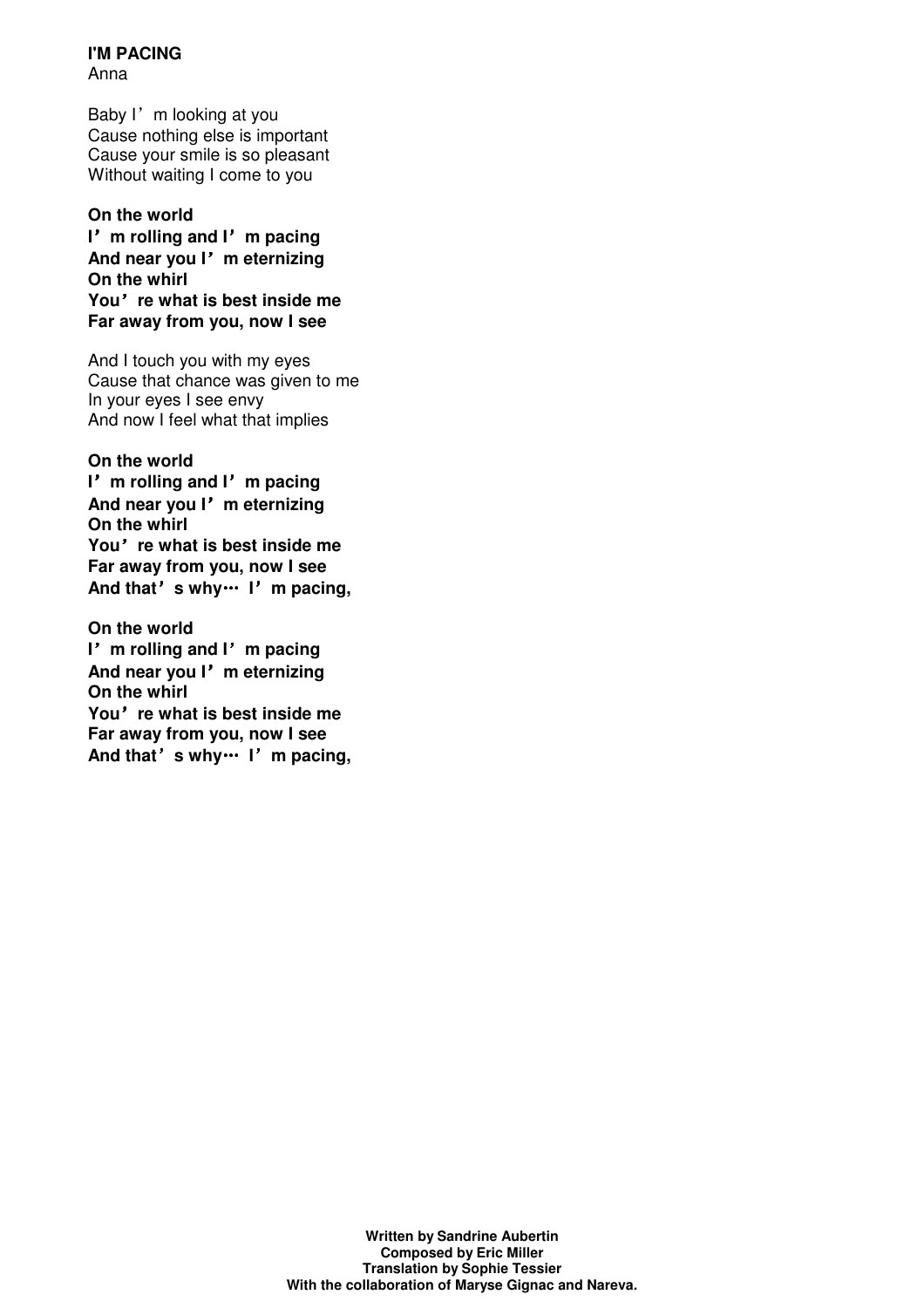**I'M PACING**
Anna

Baby I'm looking at you
Cause nothing else is important
Cause your smile is so pleasant
Without waiting I come to you

**On the world**
**I'm rolling and I'm pacing**
**And near you I'm eternizing**
**On the whirl**
**You're what is best inside me**
**Far away from you, now I see**

And I touch you with my eyes
Cause that chance was given to me
In your eyes I see envy
And now I feel what that implies

**On the world**
**I'm rolling and I'm pacing**
**And near you I'm eternizing**
**On the whirl**
**You're what is best inside me**
**Far away from you, now I see**
**And that's why… I'm pacing,**

**On the world**
**I'm rolling and I'm pacing**
**And near you I'm eternizing**
**On the whirl**
**You're what is best inside me**
**Far away from you, now I see**
**And that's why… I'm pacing,**

**Written by Sandrine Aubertin**
**Composed by Eric Miller**
**Translation by Sophie Tessier**
**With the collaboration of Maryse Gignac and Nareva.**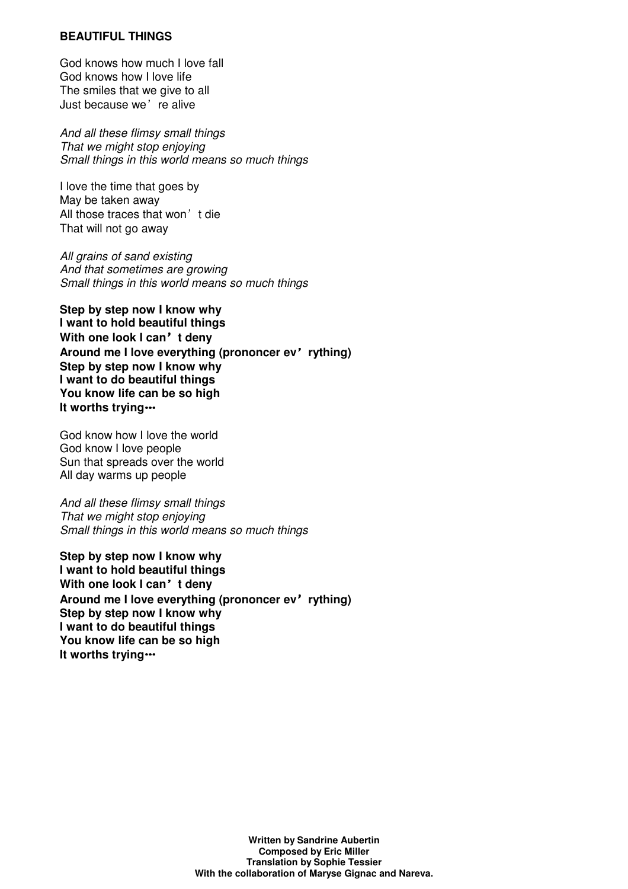**BEAUTIFUL THINGS**

God knows how much I love fall
God knows how I love life
The smiles that we give to all
Just because we're alive

*And all these flimsy small things*
*That we might stop enjoying*
*Small things in this world means so much things*

I love the time that goes by
May be taken away
All those traces that won't die
That will not go away

*All grains of sand existing*
*And that sometimes are growing*
*Small things in this world means so much things*

**Step by step now I know why**
**I want to hold beautiful things**
**With one look I can't deny**
**Around me I love everything (prononcer ev'rything)**
**Step by step now I know why**
**I want to do beautiful things**
**You know life can be so high**
**It worths trying…**

God know how I love the world
God know I love people
Sun that spreads over the world
All day warms up people

*And all these flimsy small things*
*That we might stop enjoying*
*Small things in this world means so much things*

**Step by step now I know why**
**I want to hold beautiful things**
**With one look I can't deny**
**Around me I love everything (prononcer ev'rything)**
**Step by step now I know why**
**I want to do beautiful things**
**You know life can be so high**
**It worths trying…**

**Written by Sandrine Aubertin**
**Composed by Eric Miller**
**Translation by Sophie Tessier**
**With the collaboration of Maryse Gignac and Nareva.**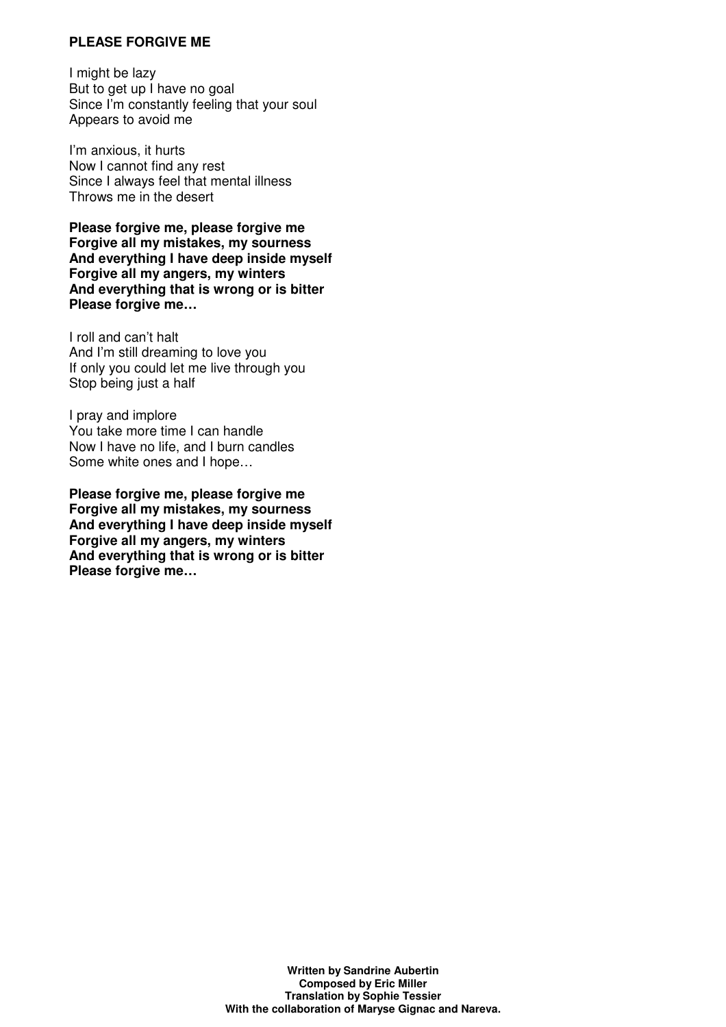**PLEASE FORGIVE ME**

I might be lazy
But to get up I have no goal
Since I'm constantly feeling that your soul
Appears to avoid me

I'm anxious, it hurts
Now I cannot find any rest
Since I always feel that mental illness
Throws me in the desert

**Please forgive me, please forgive me**
**Forgive all my mistakes, my sourness**
**And everything I have deep inside myself**
**Forgive all my angers, my winters**
**And everything that is wrong or is bitter**
**Please forgive me…**

I roll and can't halt
And I'm still dreaming to love you
If only you could let me live through you
Stop being just a half

I pray and implore
You take more time I can handle
Now I have no life, and I burn candles
Some white ones and I hope…

**Please forgive me, please forgive me**
**Forgive all my mistakes, my sourness**
**And everything I have deep inside myself**
**Forgive all my angers, my winters**
**And everything that is wrong or is bitter**
**Please forgive me…**

**Written by Sandrine Aubertin**
**Composed by Eric Miller**
**Translation by Sophie Tessier**
**With the collaboration of Maryse Gignac and Nareva.**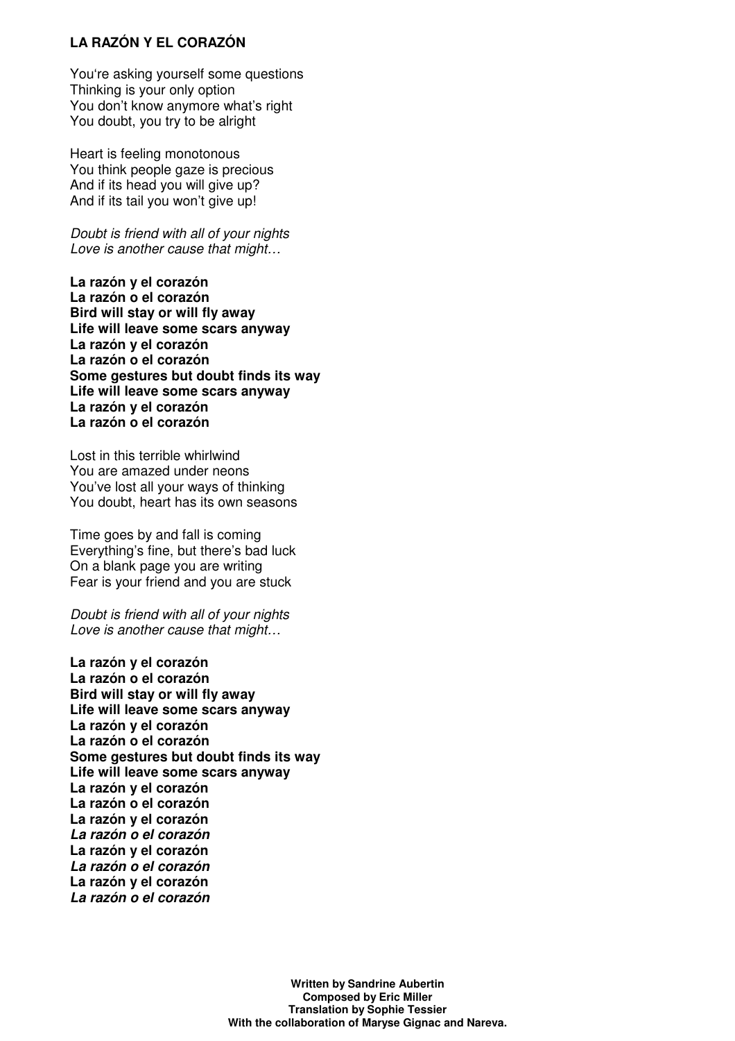**LA RAZÓN Y EL CORAZÓN**

You're asking yourself some questions
Thinking is your only option
You don't know anymore what's right
You doubt, you try to be alright

Heart is feeling monotonous
You think people gaze is precious
And if its head you will give up?
And if its tail you won't give up!

*Doubt is friend with all of your nights*
*Love is another cause that might…*

**La razón y el corazón**
**La razón o el corazón**
**Bird will stay or will fly away**
**Life will leave some scars anyway**
**La razón y el corazón**
**La razón o el corazón**
**Some gestures but doubt finds its way**
**Life will leave some scars anyway**
**La razón y el corazón**
**La razón o el corazón**

Lost in this terrible whirlwind
You are amazed under neons
You've lost all your ways of thinking
You doubt, heart has its own seasons

Time goes by and fall is coming
Everything's fine, but there's bad luck
On a blank page you are writing
Fear is your friend and you are stuck

*Doubt is friend with all of your nights*
*Love is another cause that might…*

**La razón y el corazón**
**La razón o el corazón**
**Bird will stay or will fly away**
**Life will leave some scars anyway**
**La razón y el corazón**
**La razón o el corazón**
**Some gestures but doubt finds its way**
**Life will leave some scars anyway**
**La razón y el corazón**
**La razón o el corazón**
**La razón y el corazón**
***La razón o el corazón***
**La razón y el corazón**
***La razón o el corazón***
**La razón y el corazón**
***La razón o el corazón***

**Written by Sandrine Aubertin**
**Composed by Eric Miller**
**Translation by Sophie Tessier**
**With the collaboration of Maryse Gignac and Nareva.**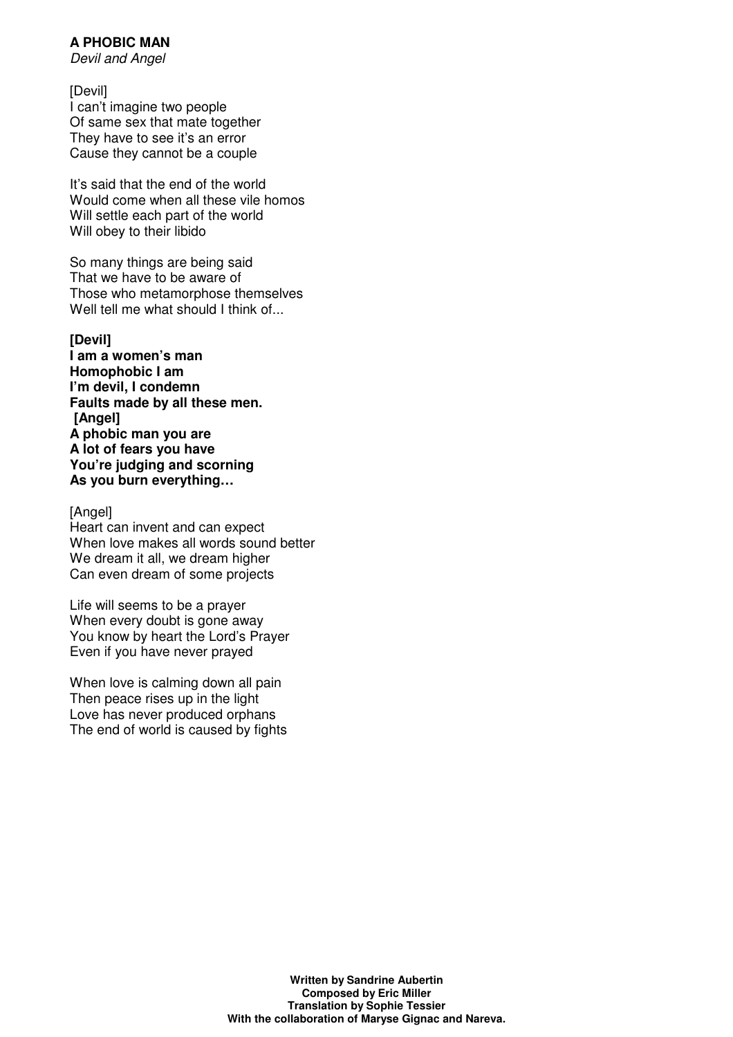**A PHOBIC MAN**
*Devil and Angel*

[Devil]
I can't imagine two people
Of same sex that mate together
They have to see it's an error
Cause they cannot be a couple

It's said that the end of the world
Would come when all these vile homos
Will settle each part of the world
Will obey to their libido

So many things are being said
That we have to be aware of
Those who metamorphose themselves
Well tell me what should I think of...

**[Devil]**
**I am a women's man**
**Homophobic I am**
**I'm devil, I condemn**
**Faults made by all these men.**
**[Angel]**
**A phobic man you are**
**A lot of fears you have**
**You're judging and scorning**
**As you burn everything…**

[Angel]
Heart can invent and can expect
When love makes all words sound better
We dream it all, we dream higher
Can even dream of some projects

Life will seems to be a prayer
When every doubt is gone away
You know by heart the Lord's Prayer
Even if you have never prayed

When love is calming down all pain
Then peace rises up in the light
Love has never produced orphans
The end of world is caused by fights

**Written by Sandrine Aubertin**
**Composed by Eric Miller**
**Translation by Sophie Tessier**
**With the collaboration of Maryse Gignac and Nareva.**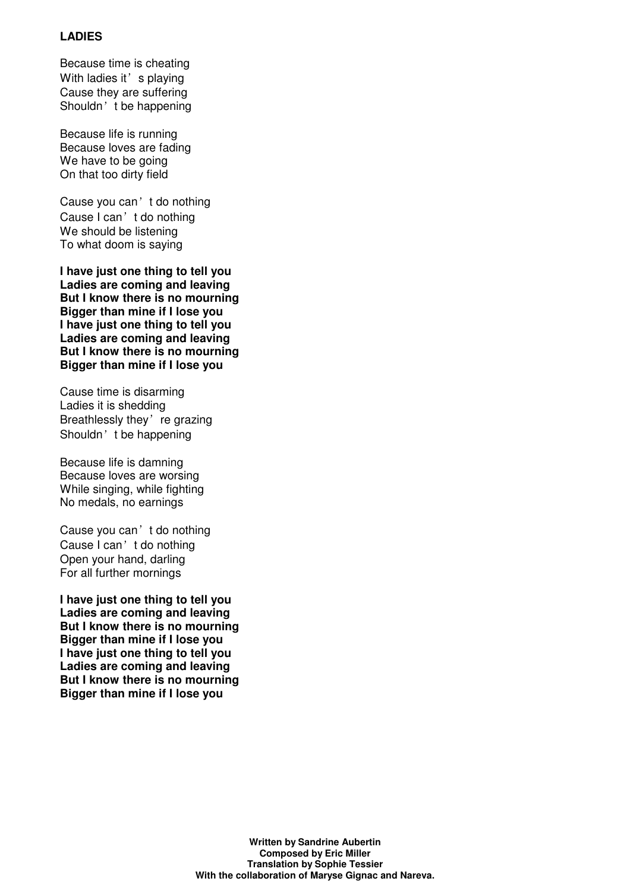**LADIES**

Because time is cheating
With ladies it's playing
Cause they are suffering
Shouldn't be happening

Because life is running
Because loves are fading
We have to be going
On that too dirty field

Cause you can't do nothing
Cause I can't do nothing
We should be listening
To what doom is saying

**I have just one thing to tell you**
**Ladies are coming and leaving**
**But I know there is no mourning**
**Bigger than mine if I lose you**
**I have just one thing to tell you**
**Ladies are coming and leaving**
**But I know there is no mourning**
**Bigger than mine if I lose you**

Cause time is disarming
Ladies it is shedding
Breathlessly they're grazing
Shouldn't be happening

Because life is damning
Because loves are worsing
While singing, while fighting
No medals, no earnings

Cause you can't do nothing
Cause I can't do nothing
Open your hand, darling
For all further mornings

**I have just one thing to tell you**
**Ladies are coming and leaving**
**But I know there is no mourning**
**Bigger than mine if I lose you**
**I have just one thing to tell you**
**Ladies are coming and leaving**
**But I know there is no mourning**
**Bigger than mine if I lose you**

**Written by Sandrine Aubertin**
**Composed by Eric Miller**
**Translation by Sophie Tessier**
**With the collaboration of Maryse Gignac and Nareva.**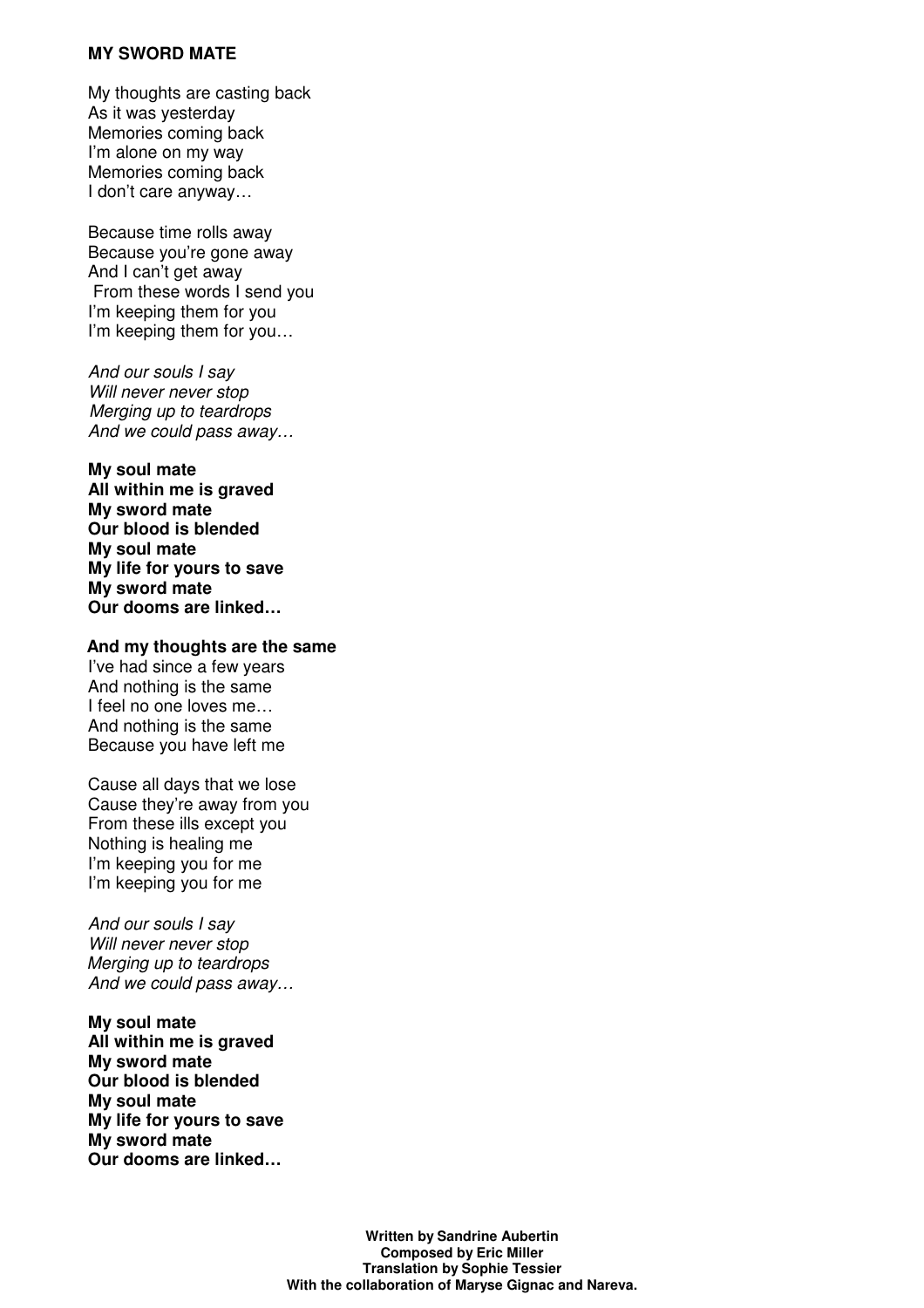**MY SWORD MATE**

My thoughts are casting back
As it was yesterday
Memories coming back
I'm alone on my way
Memories coming back
I don't care anyway…

Because time rolls away
Because you're gone away
And I can't get away
From these words I send you
I'm keeping them for you
I'm keeping them for you…

*And our souls I say*
*Will never never stop*
*Merging up to teardrops*
*And we could pass away…*

**My soul mate**
**All within me is graved**
**My sword mate**
**Our blood is blended**
**My soul mate**
**My life for yours to save**
**My sword mate**
**Our dooms are linked…**

**And my thoughts are the same**
I've had since a few years
And nothing is the same
I feel no one loves me…
And nothing is the same
Because you have left me

Cause all days that we lose
Cause they're away from you
From these ills except you
Nothing is healing me
I'm keeping you for me
I'm keeping you for me

*And our souls I say*
*Will never never stop*
*Merging up to teardrops*
*And we could pass away…*

**My soul mate**
**All within me is graved**
**My sword mate**
**Our blood is blended**
**My soul mate**
**My life for yours to save**
**My sword mate**
**Our dooms are linked…**

**Written by Sandrine Aubertin**
**Composed by Eric Miller**
**Translation by Sophie Tessier**
**With the collaboration of Maryse Gignac and Nareva.**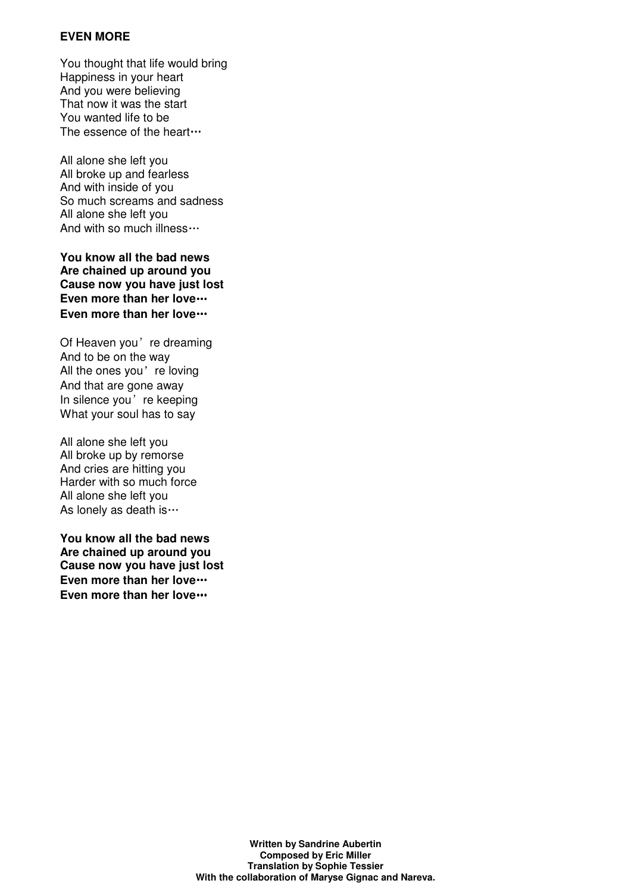**EVEN MORE**

You thought that life would bring
Happiness in your heart
And you were believing
That now it was the start
You wanted life to be
The essence of the heart…

All alone she left you
All broke up and fearless
And with inside of you
So much screams and sadness
All alone she left you
And with so much illness…

**You know all the bad news**
**Are chained up around you**
**Cause now you have just lost**
**Even more than her love…**
**Even more than her love…**

Of Heaven you're dreaming
And to be on the way
All the ones you're loving
And that are gone away
In silence you're keeping
What your soul has to say

All alone she left you
All broke up by remorse
And cries are hitting you
Harder with so much force
All alone she left you
As lonely as death is…

**You know all the bad news**
**Are chained up around you**
**Cause now you have just lost**
**Even more than her love…**
**Even more than her love…**

**Written by Sandrine Aubertin**
**Composed by Eric Miller**
**Translation by Sophie Tessier**
**With the collaboration of Maryse Gignac and Nareva.**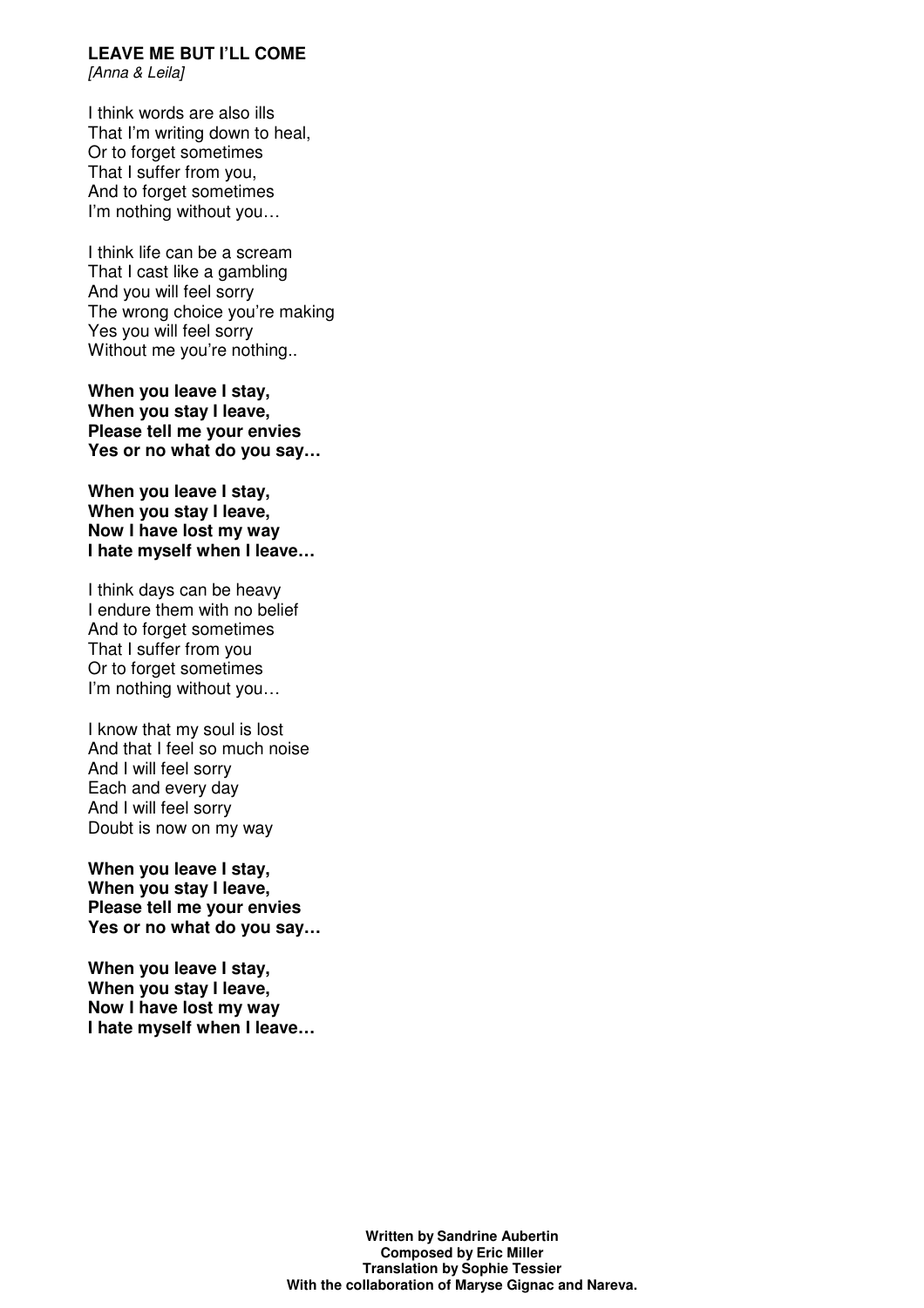**LEAVE ME BUT I'LL COME**
*[Anna & Leila]*

I think words are also ills
That I'm writing down to heal,
Or to forget sometimes
That I suffer from you,
And to forget sometimes
I'm nothing without you…

I think life can be a scream
That I cast like a gambling
And you will feel sorry
The wrong choice you're making
Yes you will feel sorry
Without me you're nothing..

**When you leave I stay,**
**When you stay I leave,**
**Please tell me your envies**
**Yes or no what do you say…**

**When you leave I stay,**
**When you stay I leave,**
**Now I have lost my way**
**I hate myself when I leave…**

I think days can be heavy
I endure them with no belief
And to forget sometimes
That I suffer from you
Or to forget sometimes
I'm nothing without you…

I know that my soul is lost
And that I feel so much noise
And I will feel sorry
Each and every day
And I will feel sorry
Doubt is now on my way

**When you leave I stay,**
**When you stay I leave,**
**Please tell me your envies**
**Yes or no what do you say…**

**When you leave I stay,**
**When you stay I leave,**
**Now I have lost my way**
**I hate myself when I leave…**

**Written by Sandrine Aubertin**
**Composed by Eric Miller**
**Translation by Sophie Tessier**
**With the collaboration of Maryse Gignac and Nareva.**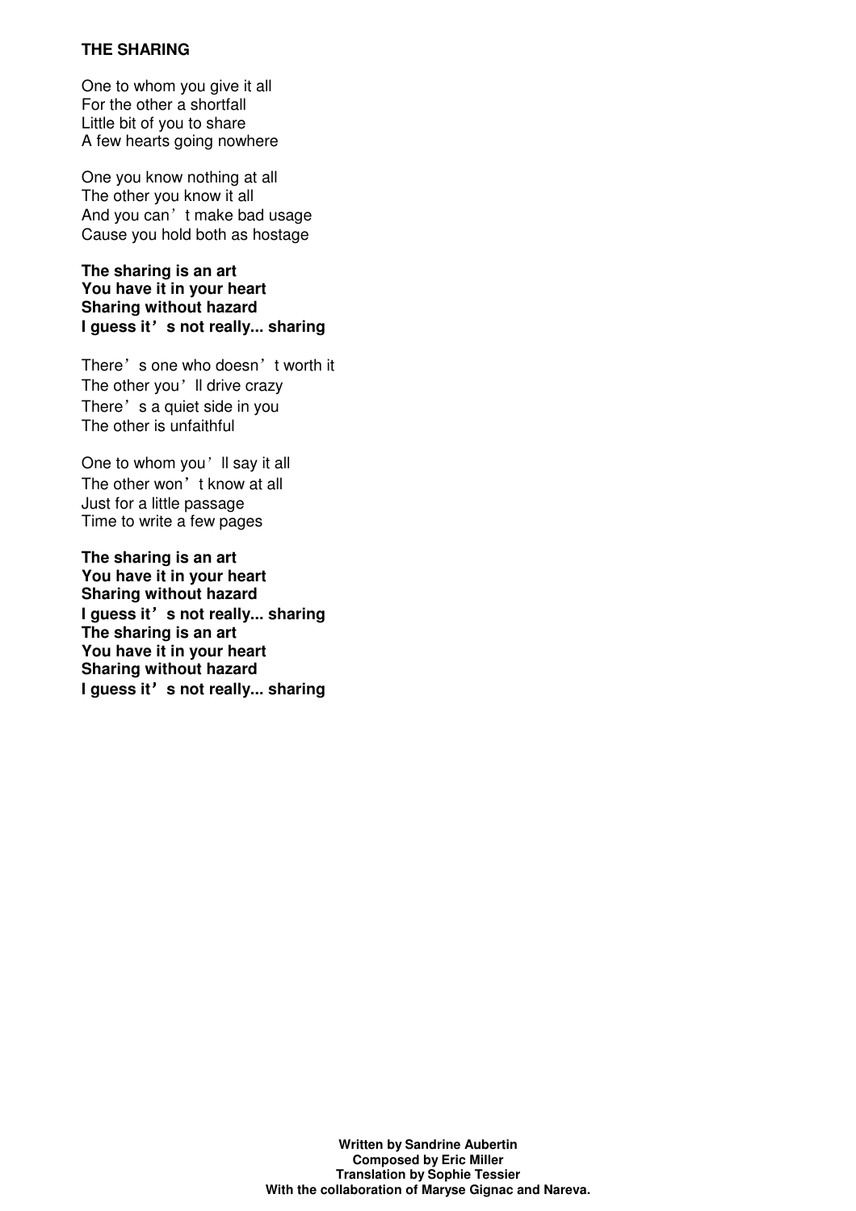**THE SHARING**

One to whom you give it all
For the other a shortfall
Little bit of you to share
A few hearts going nowhere

One you know nothing at all
The other you know it all
And you can’t make bad usage
Cause you hold both as hostage

**The sharing is an art**
**You have it in your heart**
**Sharing without hazard**
**I guess it’s not really... sharing**

There’s one who doesn’t worth it
The other you’ll drive crazy
There’s a quiet side in you
The other is unfaithful

One to whom you’ll say it all
The other won’t know at all
Just for a little passage
Time to write a few pages

**The sharing is an art**
**You have it in your heart**
**Sharing without hazard**
**I guess it’s not really... sharing**
**The sharing is an art**
**You have it in your heart**
**Sharing without hazard**
**I guess it’s not really... sharing**

**Written by Sandrine Aubertin**
**Composed by Eric Miller**
**Translation by Sophie Tessier**
**With the collaboration of Maryse Gignac and Nareva.**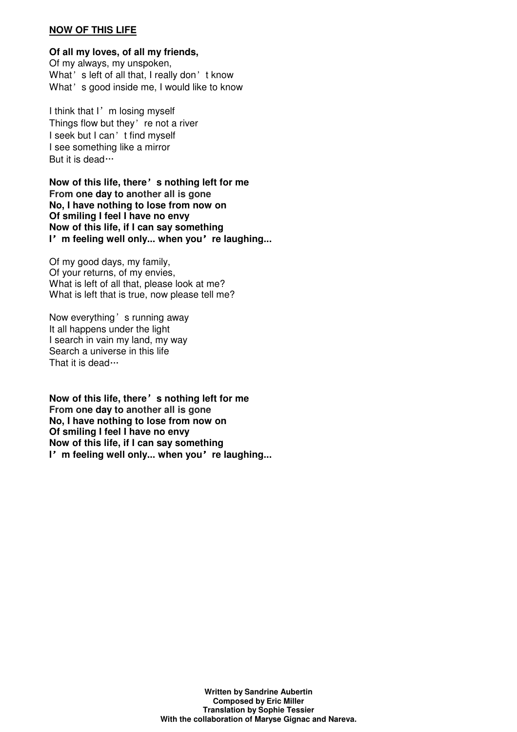**NOW OF THIS LIFE**

**Of all my loves, of all my friends,**
Of my always, my unspoken,
What' s left of all that, I really don' t know
What' s good inside me, I would like to know

I think that I' m losing myself
Things flow but they' re not a river
I seek but I can' t find myself
I see something like a mirror
But it is dead…

**Now of this life, there' s nothing left for me**
**From one day to another all is gone**
**No, I have nothing to lose from now on**
**Of smiling I feel I have no envy**
**Now of this life, if I can say something**
**I' m feeling well only... when you' re laughing...**

Of my good days, my family,
Of your returns, of my envies,
What is left of all that, please look at me?
What is left that is true, now please tell me?

Now everything' s running away
It all happens under the light
I search in vain my land, my way
Search a universe in this life
That it is dead…

**Now of this life, there' s nothing left for me**
**From one day to another all is gone**
**No, I have nothing to lose from now on**
**Of smiling I feel I have no envy**
**Now of this life, if I can say something**
**I' m feeling well only... when you' re laughing...**

**Written by Sandrine Aubertin**
**Composed by Eric Miller**
**Translation by Sophie Tessier**
**With the collaboration of Maryse Gignac and Nareva.**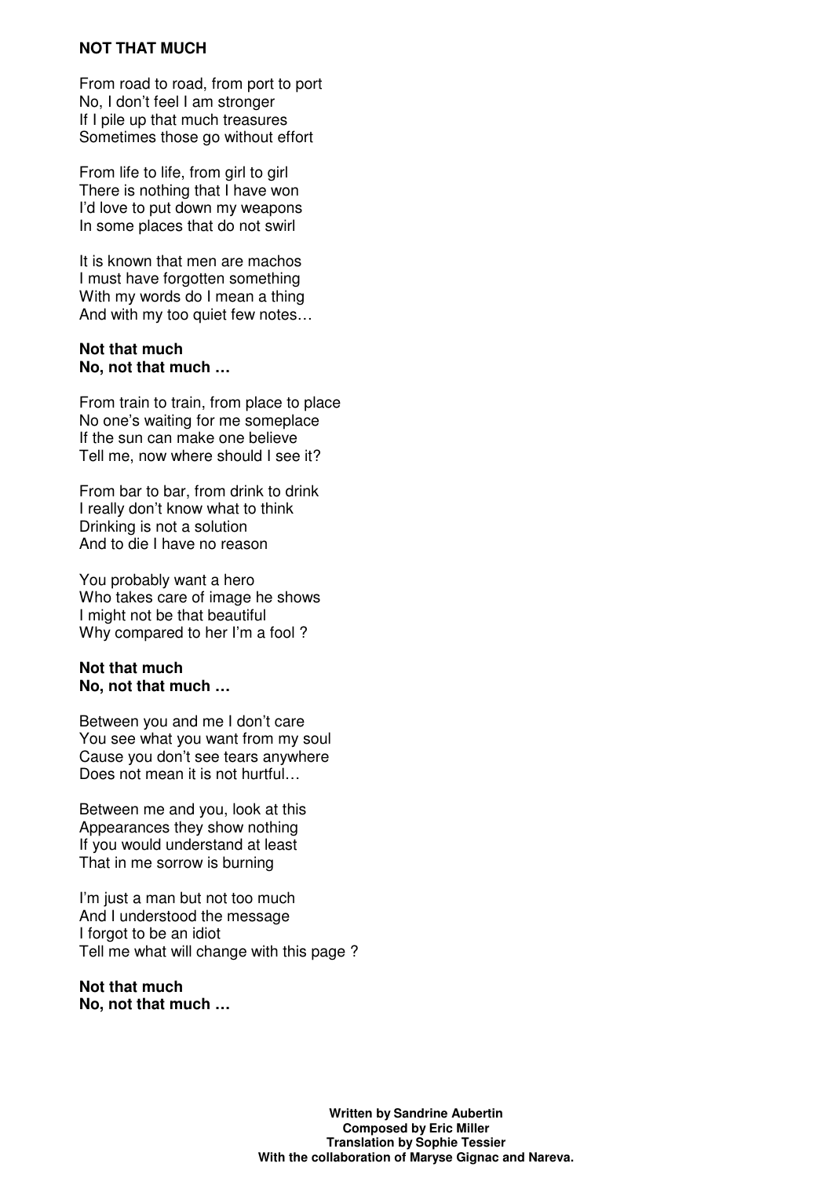**NOT THAT MUCH**

From road to road, from port to port
No, I don't feel I am stronger
If I pile up that much treasures
Sometimes those go without effort

From life to life, from girl to girl
There is nothing that I have won
I'd love to put down my weapons
In some places that do not swirl

It is known that men are machos
I must have forgotten something
With my words do I mean a thing
And with my too quiet few notes…

**Not that much**
**No, not that much …**

From train to train, from place to place
No one's waiting for me someplace
If the sun can make one believe
Tell me, now where should I see it?

From bar to bar, from drink to drink
I really don't know what to think
Drinking is not a solution
And to die I have no reason

You probably want a hero
Who takes care of image he shows
I might not be that beautiful
Why compared to her I'm a fool ?

**Not that much**
**No, not that much …**

Between you and me I don't care
You see what you want from my soul
Cause you don't see tears anywhere
Does not mean it is not hurtful…

Between me and you, look at this
Appearances they show nothing
If you would understand at least
That in me sorrow is burning

I'm just a man but not too much
And I understood the message
I forgot to be an idiot
Tell me what will change with this page ?

**Not that much**
**No, not that much …**

**Written by Sandrine Aubertin**
**Composed by Eric Miller**
**Translation by Sophie Tessier**
**With the collaboration of Maryse Gignac and Nareva.**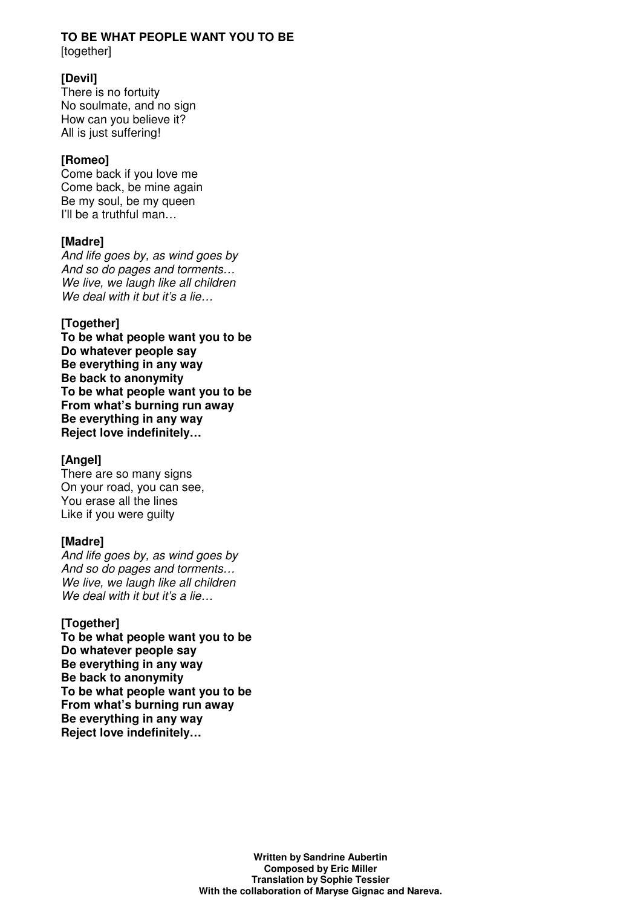**TO BE WHAT PEOPLE WANT YOU TO BE**
[together]

**[Devil]**
There is no fortuity
No soulmate, and no sign
How can you believe it?
All is just suffering!

**[Romeo]**
Come back if you love me
Come back, be mine again
Be my soul, be my queen
I'll be a truthful man…

**[Madre]**
*And life goes by, as wind goes by*
*And so do pages and torments…*
*We live, we laugh like all children*
*We deal with it but it's a lie…*

**[Together]**
**To be what people want you to be**
**Do whatever people say**
**Be everything in any way**
**Be back to anonymity**
**To be what people want you to be**
**From what's burning run away**
**Be everything in any way**
**Reject love indefinitely…**

**[Angel]**
There are so many signs
On your road, you can see,
You erase all the lines
Like if you were guilty

**[Madre]**
*And life goes by, as wind goes by*
*And so do pages and torments…*
*We live, we laugh like all children*
*We deal with it but it's a lie…*

**[Together]**
**To be what people want you to be**
**Do whatever people say**
**Be everything in any way**
**Be back to anonymity**
**To be what people want you to be**
**From what's burning run away**
**Be everything in any way**
**Reject love indefinitely…**

**Written by Sandrine Aubertin**
**Composed by Eric Miller**
**Translation by Sophie Tessier**
**With the collaboration of Maryse Gignac and Nareva.**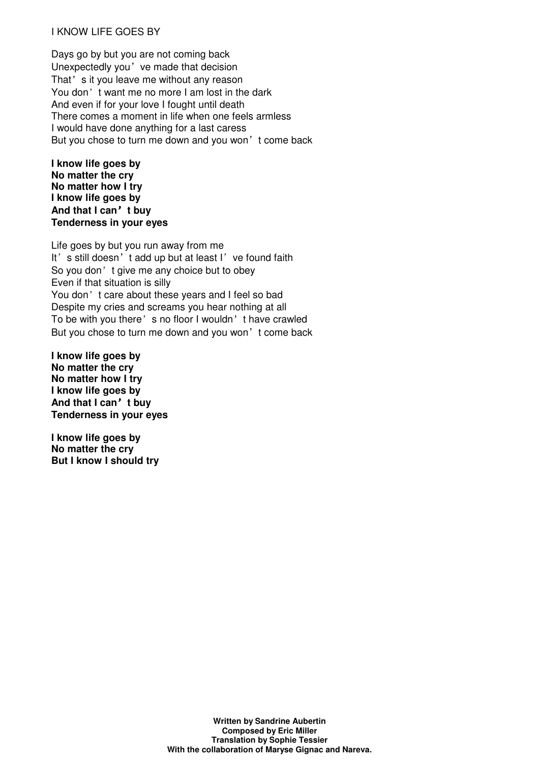# I KNOW LIFE GOES BY

Days go by but you are not coming back
Unexpectedly you've made that decision
That's it you leave me without any reason
You don't want me no more I am lost in the dark
And even if for your love I fought until death
There comes a moment in life when one feels armless
I would have done anything for a last caress
But you chose to turn me down and you won't come back

**I know life goes by**
**No matter the cry**
**No matter how I try**
**I know life goes by**
**And that I can't buy**
**Tenderness in your eyes**

Life goes by but you run away from me
It's still doesn't add up but at least I've found faith
So you don't give me any choice but to obey
Even if that situation is silly
You don't care about these years and I feel so bad
Despite my cries and screams you hear nothing at all
To be with you there's no floor I wouldn't have crawled
But you chose to turn me down and you won't come back

**I know life goes by**
**No matter the cry**
**No matter how I try**
**I know life goes by**
**And that I can't buy**
**Tenderness in your eyes**

**I know life goes by**
**No matter the cry**
**But I know I should try**

**Written by Sandrine Aubertin**
**Composed by Eric Miller**
**Translation by Sophie Tessier**
**With the collaboration of Maryse Gignac and Nareva.**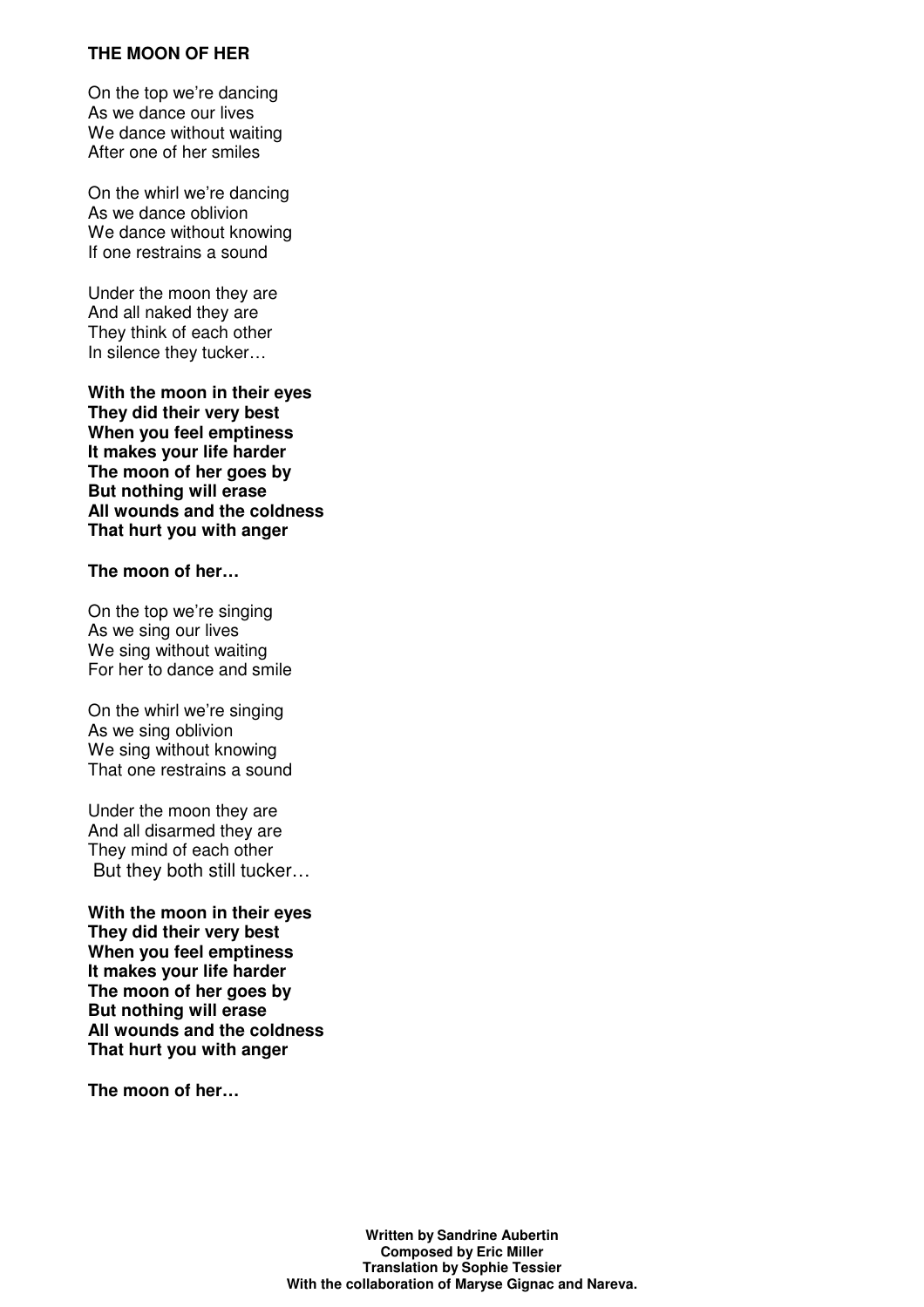**THE MOON OF HER**

On the top we're dancing
As we dance our lives
We dance without waiting
After one of her smiles

On the whirl we're dancing
As we dance oblivion
We dance without knowing
If one restrains a sound

Under the moon they are
And all naked they are
They think of each other
In silence they tucker…

**With the moon in their eyes**
**They did their very best**
**When you feel emptiness**
**It makes your life harder**
**The moon of her goes by**
**But nothing will erase**
**All wounds and the coldness**
**That hurt you with anger**

**The moon of her…**

On the top we're singing
As we sing our lives
We sing without waiting
For her to dance and smile

On the whirl we're singing
As we sing oblivion
We sing without knowing
That one restrains a sound

Under the moon they are
And all disarmed they are
They mind of each other
But they both still tucker…

**With the moon in their eyes**
**They did their very best**
**When you feel emptiness**
**It makes your life harder**
**The moon of her goes by**
**But nothing will erase**
**All wounds and the coldness**
**That hurt you with anger**

**The moon of her…**

**Written by Sandrine Aubertin**
**Composed by Eric Miller**
**Translation by Sophie Tessier**
**With the collaboration of Maryse Gignac and Nareva.**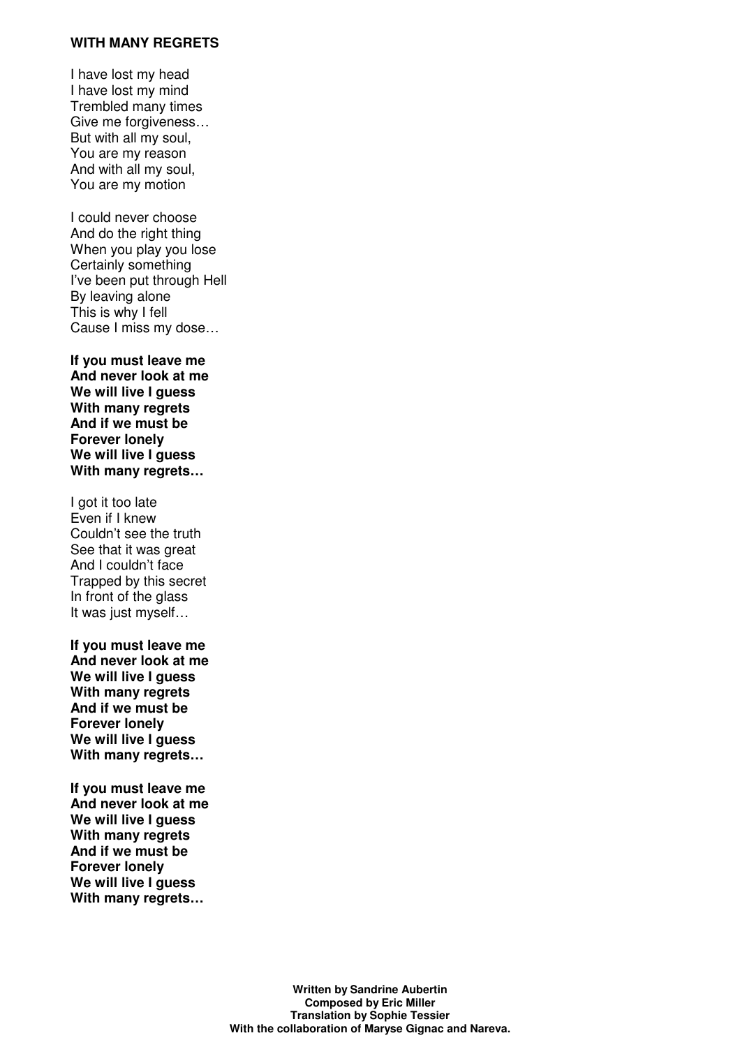**WITH MANY REGRETS**

I have lost my head
I have lost my mind
Trembled many times
Give me forgiveness…
But with all my soul,
You are my reason
And with all my soul,
You are my motion

I could never choose
And do the right thing
When you play you lose
Certainly something
I've been put through Hell
By leaving alone
This is why I fell
Cause I miss my dose…

**If you must leave me**
**And never look at me**
**We will live I guess**
**With many regrets**
**And if we must be**
**Forever lonely**
**We will live I guess**
**With many regrets…**

I got it too late
Even if I knew
Couldn't see the truth
See that it was great
And I couldn't face
Trapped by this secret
In front of the glass
It was just myself…

**If you must leave me**
**And never look at me**
**We will live I guess**
**With many regrets**
**And if we must be**
**Forever lonely**
**We will live I guess**
**With many regrets…**

**If you must leave me**
**And never look at me**
**We will live I guess**
**With many regrets**
**And if we must be**
**Forever lonely**
**We will live I guess**
**With many regrets…**

**Written by Sandrine Aubertin**
**Composed by Eric Miller**
**Translation by Sophie Tessier**
**With the collaboration of Maryse Gignac and Nareva.**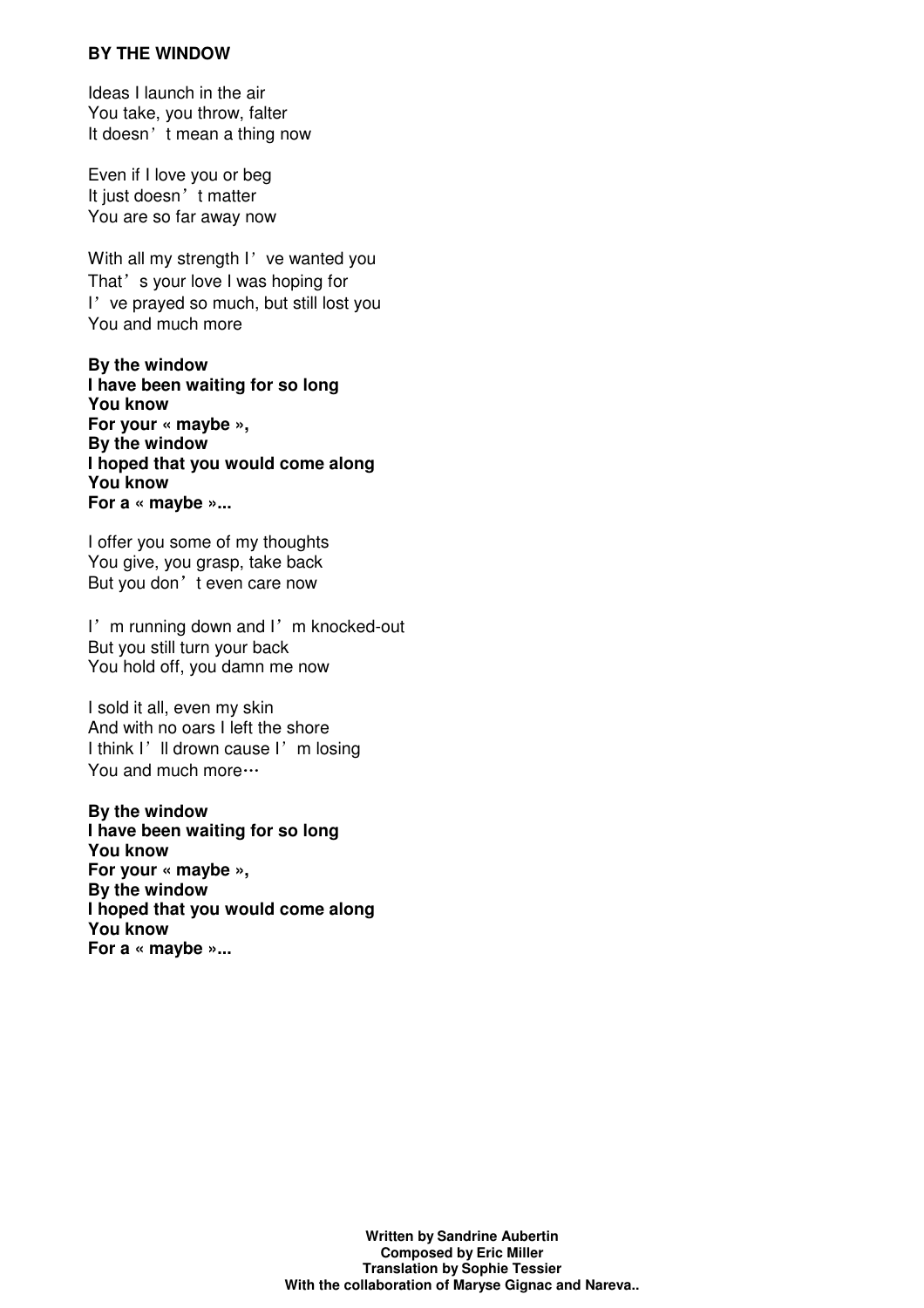**BY THE WINDOW**

Ideas I launch in the air  
You take, you throw, falter  
It doesn’t mean a thing now

Even if I love you or beg  
It just doesn’t matter  
You are so far away now

With all my strength I’ve wanted you  
That’s your love I was hoping for  
I’ve prayed so much, but still lost you  
You and much more

**By the window**  
**I have been waiting for so long**  
**You know**  
**For your « maybe »,**  
**By the window**  
**I hoped that you would come along**  
**You know**  
**For a « maybe »...**

I offer you some of my thoughts  
You give, you grasp, take back  
But you don’t even care now

I’m running down and I’m knocked-out  
But you still turn your back  
You hold off, you damn me now

I sold it all, even my skin  
And with no oars I left the shore  
I think I’ll drown cause I’m losing  
You and much more…

**By the window**  
**I have been waiting for so long**  
**You know**  
**For your « maybe »,**  
**By the window**  
**I hoped that you would come along**  
**You know**  
**For a « maybe »...**

**Written by Sandrine Aubertin**  
**Composed by Eric Miller**  
**Translation by Sophie Tessier**  
**With the collaboration of Maryse Gignac and Nareva..**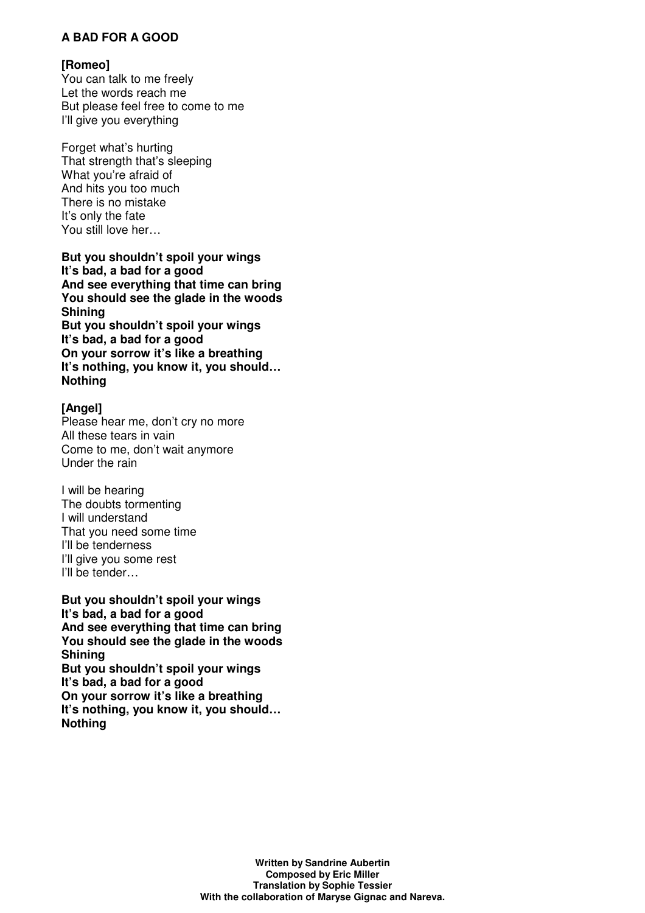**A BAD FOR A GOOD**

**[Romeo]**
You can talk to me freely
Let the words reach me
But please feel free to come to me
I'll give you everything

Forget what's hurting
That strength that's sleeping
What you're afraid of
And hits you too much
There is no mistake
It's only the fate
You still love her…

**But you shouldn't spoil your wings**
**It's bad, a bad for a good**
**And see everything that time can bring**
**You should see the glade in the woods**
**Shining**
**But you shouldn't spoil your wings**
**It's bad, a bad for a good**
**On your sorrow it's like a breathing**
**It's nothing, you know it, you should…**
**Nothing**

**[Angel]**
Please hear me, don't cry no more
All these tears in vain
Come to me, don't wait anymore
Under the rain

I will be hearing
The doubts tormenting
I will understand
That you need some time
I'll be tenderness
I'll give you some rest
I'll be tender…

**But you shouldn't spoil your wings**
**It's bad, a bad for a good**
**And see everything that time can bring**
**You should see the glade in the woods**
**Shining**
**But you shouldn't spoil your wings**
**It's bad, a bad for a good**
**On your sorrow it's like a breathing**
**It's nothing, you know it, you should…**
**Nothing**

**Written by Sandrine Aubertin**
**Composed by Eric Miller**
**Translation by Sophie Tessier**
**With the collaboration of Maryse Gignac and Nareva.**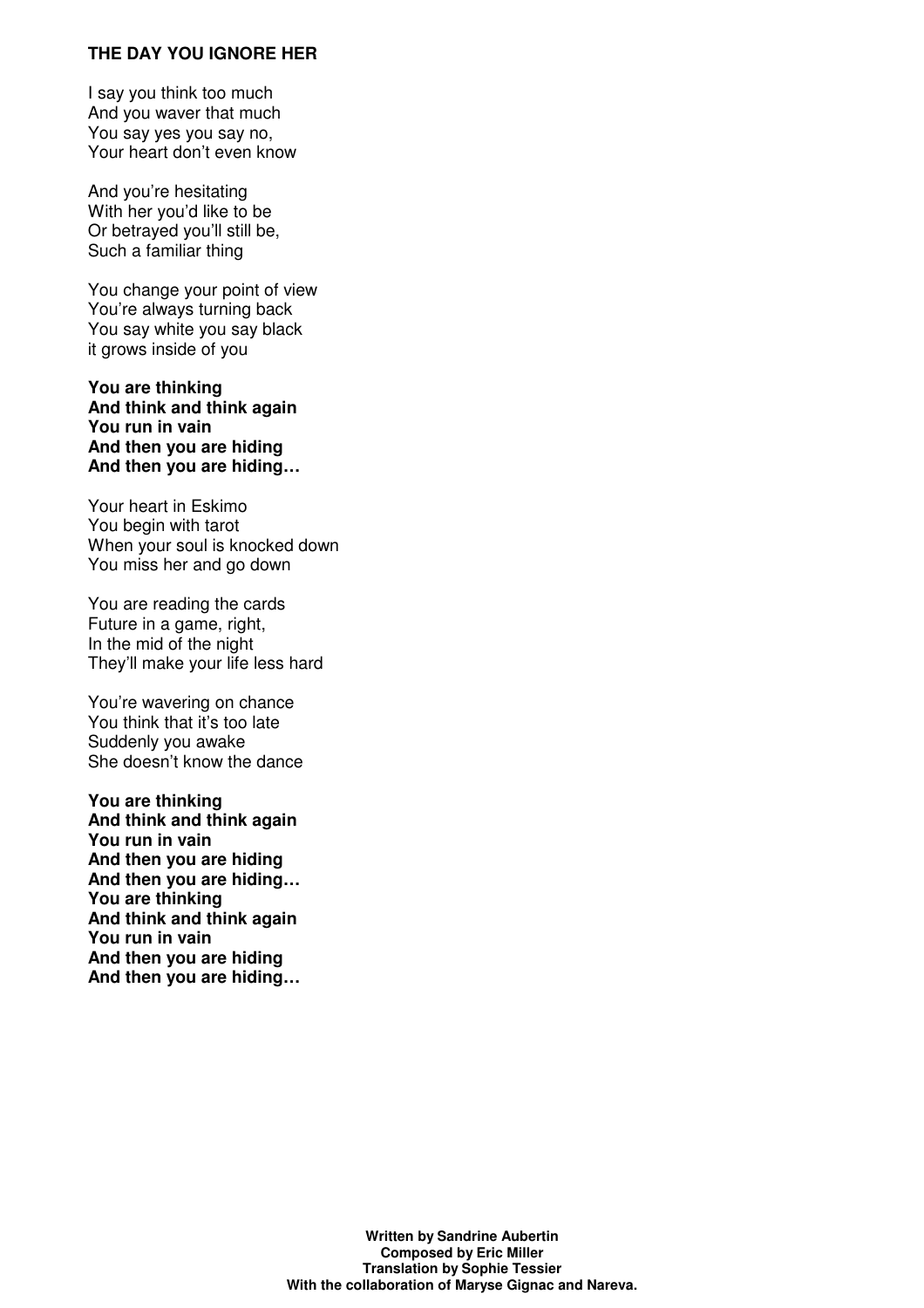**THE DAY YOU IGNORE HER**

I say you think too much
And you waver that much
You say yes you say no,
Your heart don't even know

And you're hesitating
With her you'd like to be
Or betrayed you'll still be,
Such a familiar thing

You change your point of view
You're always turning back
You say white you say black
it grows inside of you

**You are thinking**
**And think and think again**
**You run in vain**
**And then you are hiding**
**And then you are hiding…**

Your heart in Eskimo
You begin with tarot
When your soul is knocked down
You miss her and go down

You are reading the cards
Future in a game, right,
In the mid of the night
They'll make your life less hard

You're wavering on chance
You think that it's too late
Suddenly you awake
She doesn't know the dance

**You are thinking**
**And think and think again**
**You run in vain**
**And then you are hiding**
**And then you are hiding…**
**You are thinking**
**And think and think again**
**You run in vain**
**And then you are hiding**
**And then you are hiding…**

**Written by Sandrine Aubertin**
**Composed by Eric Miller**
**Translation by Sophie Tessier**
**With the collaboration of Maryse Gignac and Nareva.**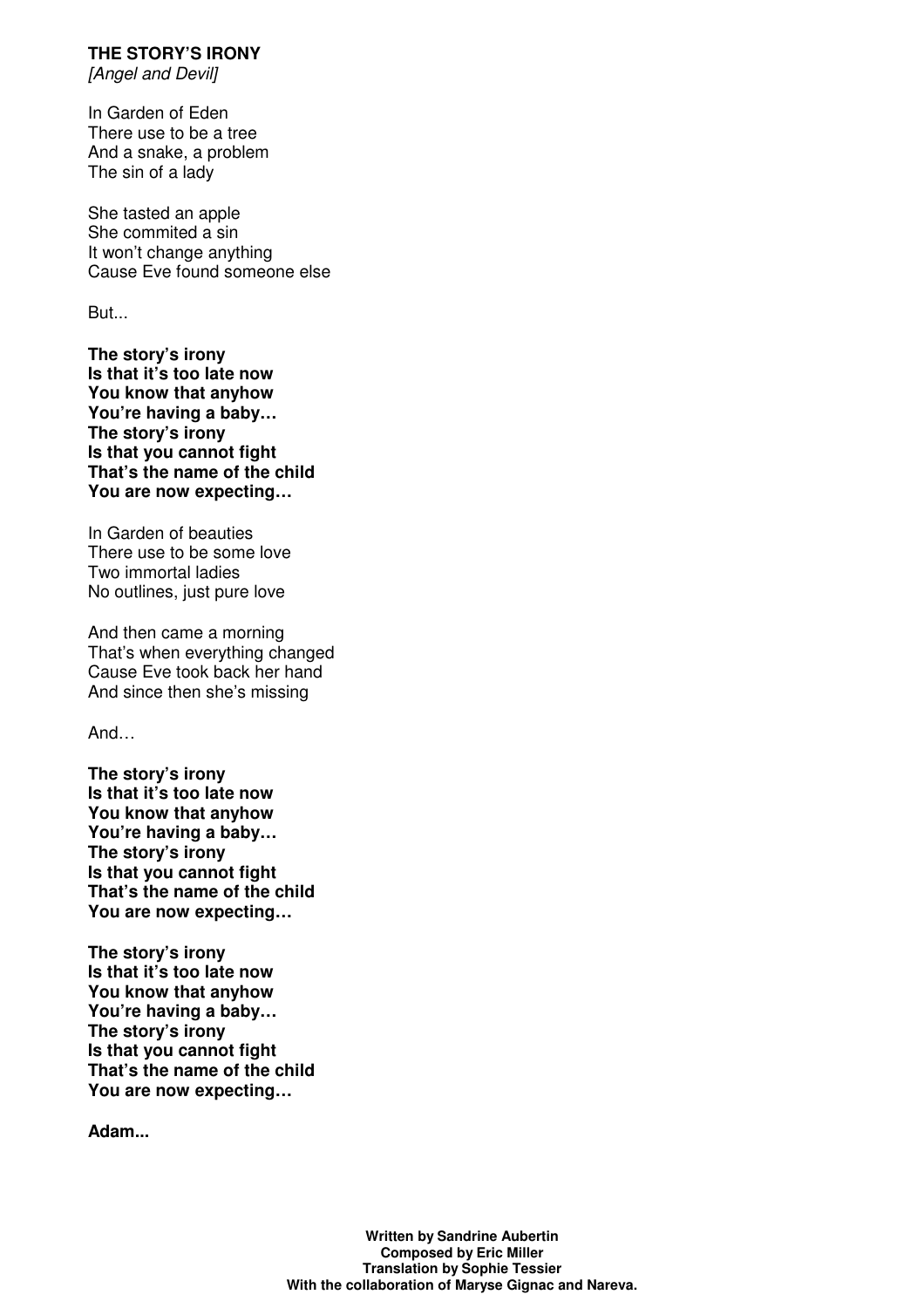**THE STORY'S IRONY**
*[Angel and Devil]*

In Garden of Eden
There use to be a tree
And a snake, a problem
The sin of a lady

She tasted an apple
She commited a sin
It won't change anything
Cause Eve found someone else

But...

**The story's irony
Is that it's too late now
You know that anyhow
You're having a baby…
The story's irony
Is that you cannot fight
That's the name of the child
You are now expecting…**

In Garden of beauties
There use to be some love
Two immortal ladies
No outlines, just pure love

And then came a morning
That's when everything changed
Cause Eve took back her hand
And since then she's missing

And…

**The story's irony
Is that it's too late now
You know that anyhow
You're having a baby…
The story's irony
Is that you cannot fight
That's the name of the child
You are now expecting…**

**The story's irony
Is that it's too late now
You know that anyhow
You're having a baby…
The story's irony
Is that you cannot fight
That's the name of the child
You are now expecting…**

**Adam...**

**Written by Sandrine Aubertin
Composed by Eric Miller
Translation by Sophie Tessier
With the collaboration of Maryse Gignac and Nareva.**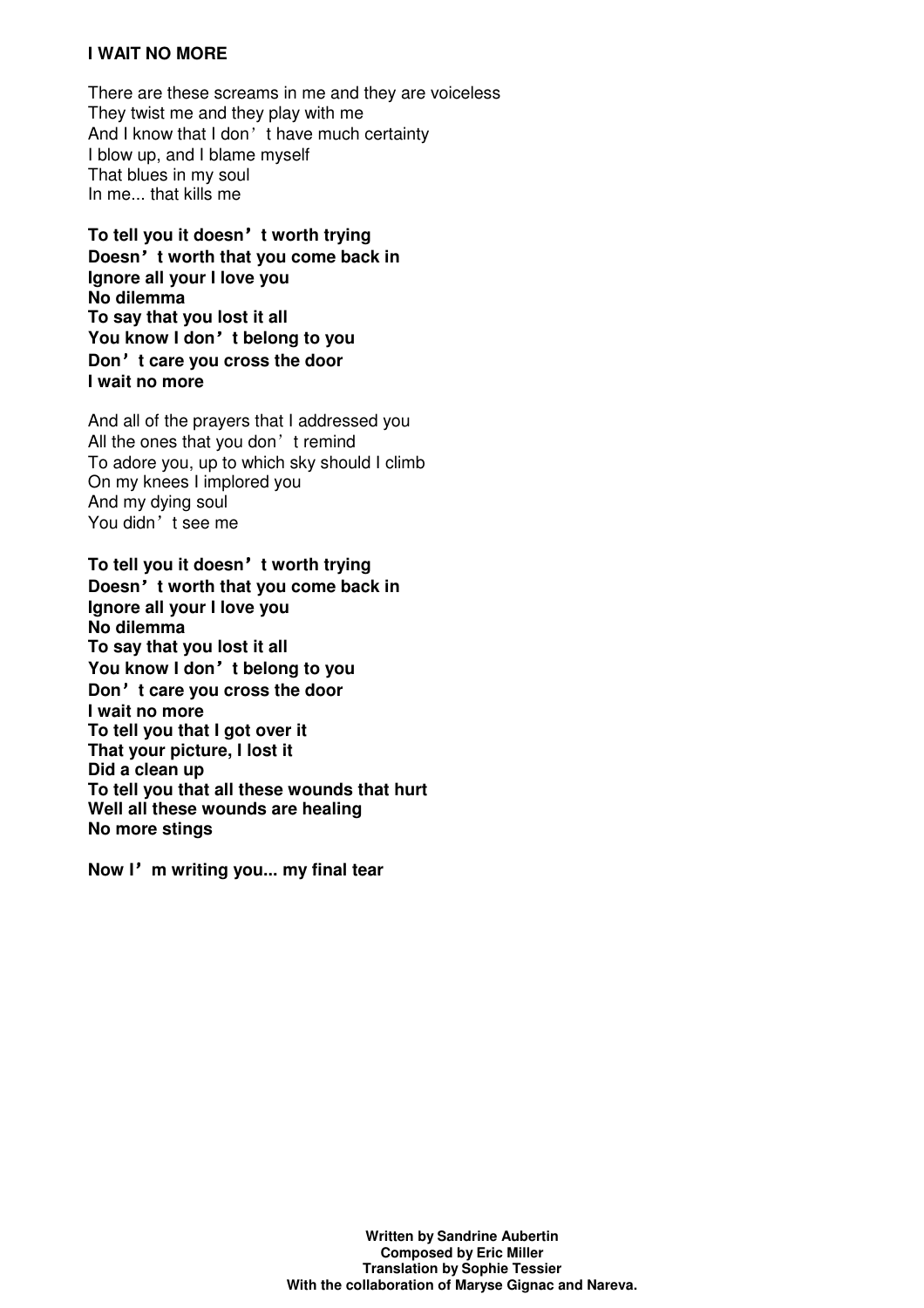**I WAIT NO MORE**

There are these screams in me and they are voiceless
They twist me and they play with me
And I know that I don't have much certainty
I blow up, and I blame myself
That blues in my soul
In me... that kills me

**To tell you it doesn't worth trying**
**Doesn't worth that you come back in**
**Ignore all your I love you**
**No dilemma**
**To say that you lost it all**
**You know I don't belong to you**
**Don't care you cross the door**
**I wait no more**

And all of the prayers that I addressed you
All the ones that you don't remind
To adore you, up to which sky should I climb
On my knees I implored you
And my dying soul
You didn't see me

**To tell you it doesn't worth trying**
**Doesn't worth that you come back in**
**Ignore all your I love you**
**No dilemma**
**To say that you lost it all**
**You know I don't belong to you**
**Don't care you cross the door**
**I wait no more**
**To tell you that I got over it**
**That your picture, I lost it**
**Did a clean up**
**To tell you that all these wounds that hurt**
**Well all these wounds are healing**
**No more stings**

**Now I'm writing you... my final tear**

**Written by Sandrine Aubertin**
**Composed by Eric Miller**
**Translation by Sophie Tessier**
**With the collaboration of Maryse Gignac and Nareva.**